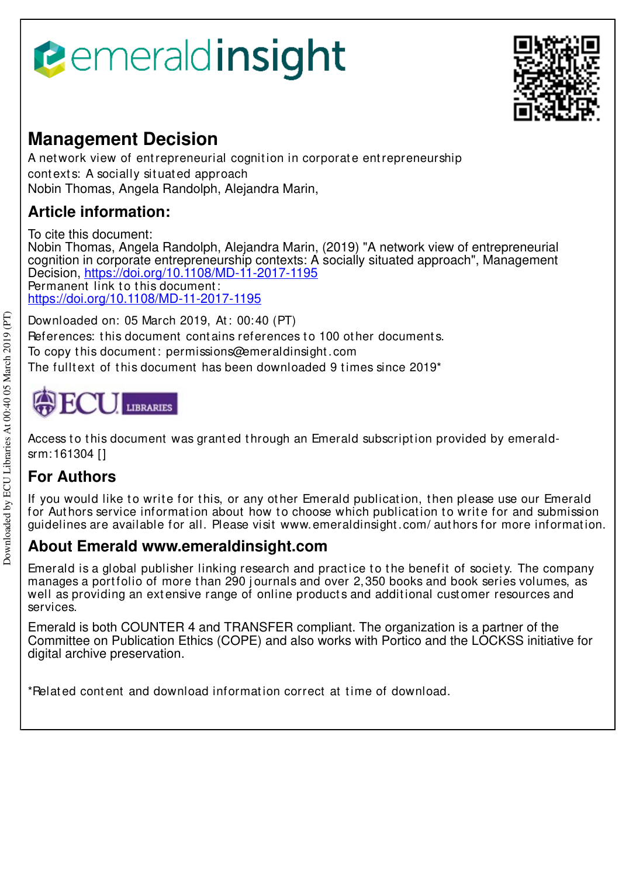emeraldinsight

# Management Decision

A network view of entrepreneurial cognition in corporate entrepreneurship contexts: A socially situated approach

Nobin Thomas, Angela Randolph, Alejandra Marin,

## Article information:

To cite this document:

Nobin Thomas, Angela Randolph, Alejandra Marin, (2019) "A network view of entrepreneurial cognition in corporate entrepreneurship contexts: A socially situated approach", Management Decision, https://doi.org/10.1108/MD-11-2017-1195

Permanent link to this document:

https://doi.org/10.1108/MD-11-2017-1195

Downloaded on: 05 March 2019, At: 00:40 (PT)

References: this document contains references to 100 other documents.

To copy this document: permissions@emeraldinsight.com

The fulltext of this document has been downloaded 9 times since 2019*

Access to this document was granted through an Emerald subscription provided by emerald-srm:161304 []

## For Authors

If you would like to write for this, or any other Emerald publication, then please use our Emerald for Authors service information about how to choose which publication to write for and submission guidelines are available for all. Please visit www.emeraldinsight.com/authors for more information.

## About Emerald www.emeraldinsight.com

Emerald is a global publisher linking research and practice to the benefit of society. The company manages a portfolio of more than 290 journals and over 2,350 books and book series volumes, as well as providing an extensive range of online products and additional customer resources and services.

Emerald is both COUNTER 4 and TRANSFER compliant. The organization is a partner of the Committee on Publication Ethics (COPE) and also works with Portico and the LOCKSS initiative for digital archive preservation.

*Related content and download information correct at time of download.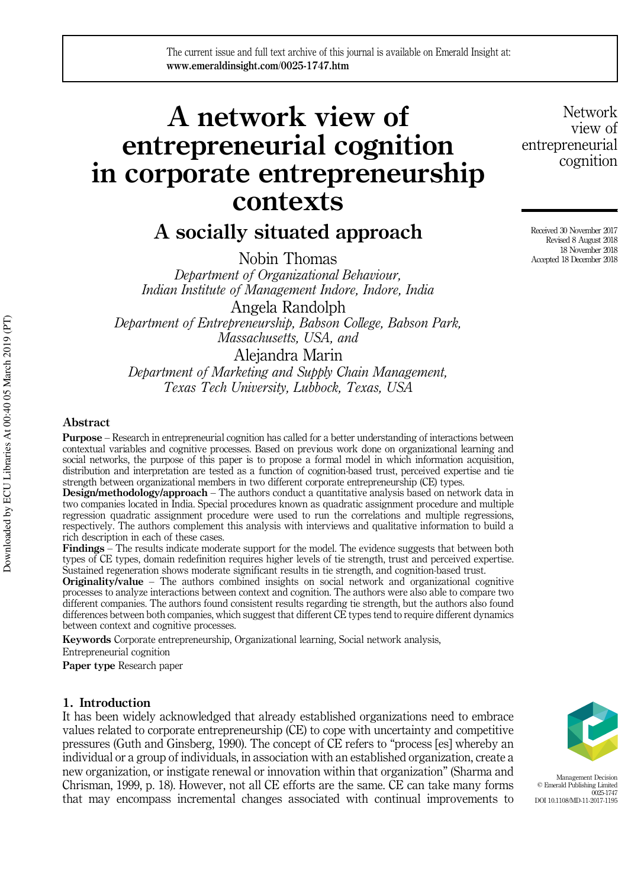# A network view of entrepreneurial cognition in corporate entrepreneurship contexts

## A socially situated approach

Nobin Thomas

*Department of Organizational Behaviour, Indian Institute of Management Indore, Indore, India*

Angela Randolph

*Department of Entrepreneurship, Babson College, Babson Park, Massachusetts, USA, and*

Alejandra Marin

*Department of Marketing and Supply Chain Management, Texas Tech University, Lubbock, Texas, USA*

Received 30 November 2017
Revised 8 August 2018
18 November 2018
Accepted 18 December 2018

### Abstract

**Purpose** – Research in entrepreneurial cognition has called for a better understanding of interactions between contextual variables and cognitive processes. Based on previous work done on organizational learning and social networks, the purpose of this paper is to propose a formal model in which information acquisition, distribution and interpretation are tested as a function of cognition-based trust, perceived expertise and tie strength between organizational members in two different corporate entrepreneurship (CE) types.

**Design/methodology/approach** – The authors conduct a quantitative analysis based on network data in two companies located in India. Special procedures known as quadratic assignment procedure and multiple regression quadratic assignment procedure were used to run the correlations and multiple regressions, respectively. The authors complement this analysis with interviews and qualitative information to build a rich description in each of these cases.

**Findings** – The results indicate moderate support for the model. The evidence suggests that between both types of CE types, domain redefinition requires higher levels of tie strength, trust and perceived expertise. Sustained regeneration shows moderate significant results in tie strength, and cognition-based trust.

**Originality/value** – The authors combined insights on social network and organizational cognitive processes to analyze interactions between context and cognition. The authors were also able to compare two different companies. The authors found consistent results regarding tie strength, but the authors also found differences between both companies, which suggest that different CE types tend to require different dynamics between context and cognitive processes.

**Keywords** Corporate entrepreneurship, Organizational learning, Social network analysis, Entrepreneurial cognition

**Paper type** Research paper

### 1. Introduction

It has been widely acknowledged that already established organizations need to embrace values related to corporate entrepreneurship (CE) to cope with uncertainty and competitive pressures (Guth and Ginsberg, 1990). The concept of CE refers to "process [es] whereby an individual or a group of individuals, in association with an established organization, create a new organization, or instigate renewal or innovation within that organization" (Sharma and Chrisman, 1999, p. 18). However, not all CE efforts are the same. CE can take many forms that may encompass incremental changes associated with continual improvements to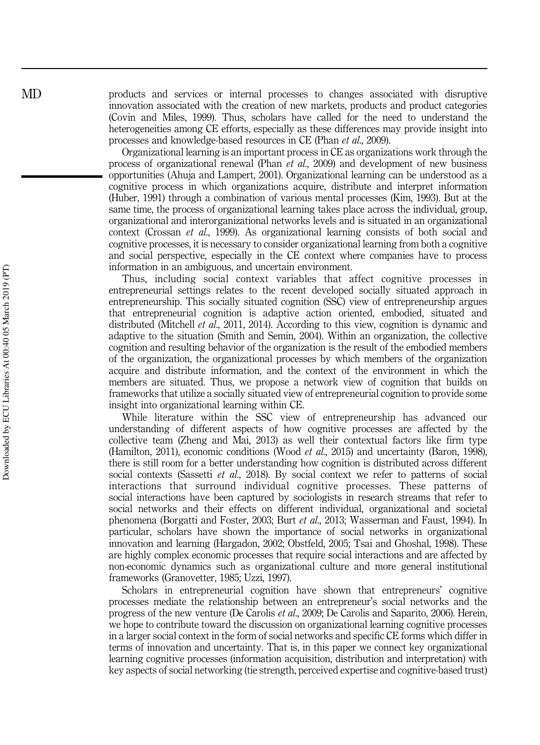products and services or internal processes to changes associated with disruptive innovation associated with the creation of new markets, products and product categories (Covin and Miles, 1999). Thus, scholars have called for the need to understand the heterogeneities among CE efforts, especially as these differences may provide insight into processes and knowledge-based resources in CE (Phan *et al.*, 2009).

Organizational learning is an important process in CE as organizations work through the process of organizational renewal (Phan *et al.*, 2009) and development of new business opportunities (Ahuja and Lampert, 2001). Organizational learning can be understood as a cognitive process in which organizations acquire, distribute and interpret information (Huber, 1991) through a combination of various mental processes (Kim, 1993). But at the same time, the process of organizational learning takes place across the individual, group, organizational and interorganizational networks levels and is situated in an organizational context (Crossan *et al.*, 1999). As organizational learning consists of both social and cognitive processes, it is necessary to consider organizational learning from both a cognitive and social perspective, especially in the CE context where companies have to process information in an ambiguous, and uncertain environment.

Thus, including social context variables that affect cognitive processes in entrepreneurial settings relates to the recent developed socially situated approach in entrepreneurship. This socially situated cognition (SSC) view of entrepreneurship argues that entrepreneurial cognition is adaptive action oriented, embodied, situated and distributed (Mitchell *et al.*, 2011, 2014). According to this view, cognition is dynamic and adaptive to the situation (Smith and Semin, 2004). Within an organization, the collective cognition and resulting behavior of the organization is the result of the embodied members of the organization, the organizational processes by which members of the organization acquire and distribute information, and the context of the environment in which the members are situated. Thus, we propose a network view of cognition that builds on frameworks that utilize a socially situated view of entrepreneurial cognition to provide some insight into organizational learning within CE.

While literature within the SSC view of entrepreneurship has advanced our understanding of different aspects of how cognitive processes are affected by the collective team (Zheng and Mai, 2013) as well their contextual factors like firm type (Hamilton, 2011), economic conditions (Wood *et al.*, 2015) and uncertainty (Baron, 1998), there is still room for a better understanding how cognition is distributed across different social contexts (Sassetti *et al.*, 2018). By social context we refer to patterns of social interactions that surround individual cognitive processes. These patterns of social interactions have been captured by sociologists in research streams that refer to social networks and their effects on different individual, organizational and societal phenomena (Borgatti and Foster, 2003; Burt *et al.*, 2013; Wasserman and Faust, 1994). In particular, scholars have shown the importance of social networks in organizational innovation and learning (Hargadon, 2002; Obstfeld, 2005; Tsai and Ghoshal, 1998). These are highly complex economic processes that require social interactions and are affected by non-economic dynamics such as organizational culture and more general institutional frameworks (Granovetter, 1985; Uzzi, 1997).

Scholars in entrepreneurial cognition have shown that entrepreneurs' cognitive processes mediate the relationship between an entrepreneur's social networks and the progress of the new venture (De Carolis *et al.*, 2009; De Carolis and Saparito, 2006). Herein, we hope to contribute toward the discussion on organizational learning cognitive processes in a larger social context in the form of social networks and specific CE forms which differ in terms of innovation and uncertainty. That is, in this paper we connect key organizational learning cognitive processes (information acquisition, distribution and interpretation) with key aspects of social networking (tie strength, perceived expertise and cognitive-based trust)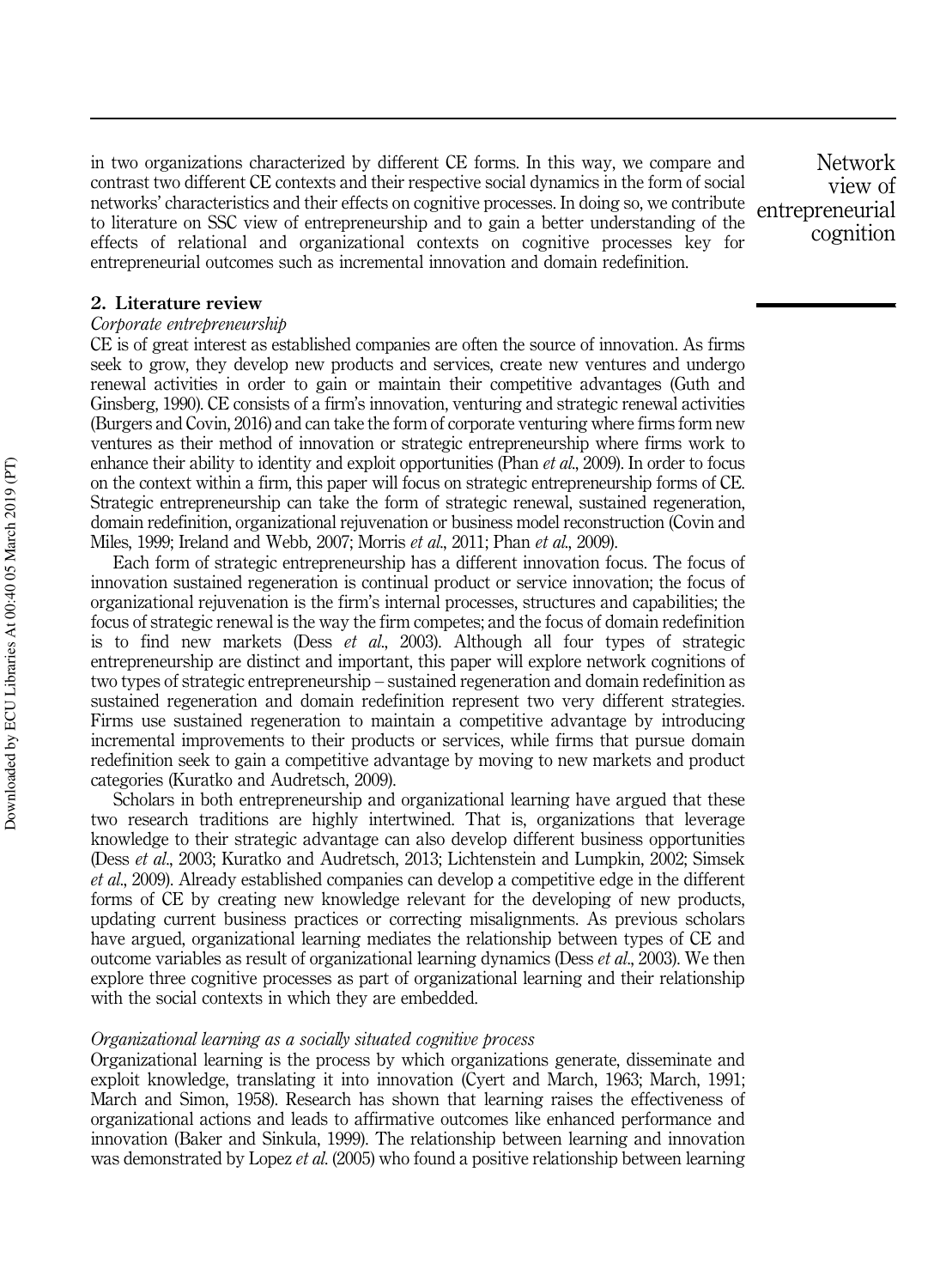in two organizations characterized by different CE forms. In this way, we compare and contrast two different CE contexts and their respective social dynamics in the form of social networks' characteristics and their effects on cognitive processes. In doing so, we contribute to literature on SSC view of entrepreneurship and to gain a better understanding of the effects of relational and organizational contexts on cognitive processes key for entrepreneurial outcomes such as incremental innovation and domain redefinition.

## 2. Literature review

### *Corporate entrepreneurship*

CE is of great interest as established companies are often the source of innovation. As firms seek to grow, they develop new products and services, create new ventures and undergo renewal activities in order to gain or maintain their competitive advantages (Guth and Ginsberg, 1990). CE consists of a firm's innovation, venturing and strategic renewal activities (Burgers and Covin, 2016) and can take the form of corporate venturing where firms form new ventures as their method of innovation or strategic entrepreneurship where firms work to enhance their ability to identity and exploit opportunities (Phan *et al.*, 2009). In order to focus on the context within a firm, this paper will focus on strategic entrepreneurship forms of CE. Strategic entrepreneurship can take the form of strategic renewal, sustained regeneration, domain redefinition, organizational rejuvenation or business model reconstruction (Covin and Miles, 1999; Ireland and Webb, 2007; Morris *et al.*, 2011; Phan *et al.*, 2009).

Each form of strategic entrepreneurship has a different innovation focus. The focus of innovation sustained regeneration is continual product or service innovation; the focus of organizational rejuvenation is the firm's internal processes, structures and capabilities; the focus of strategic renewal is the way the firm competes; and the focus of domain redefinition is to find new markets (Dess *et al.*, 2003). Although all four types of strategic entrepreneurship are distinct and important, this paper will explore network cognitions of two types of strategic entrepreneurship – sustained regeneration and domain redefinition as sustained regeneration and domain redefinition represent two very different strategies. Firms use sustained regeneration to maintain a competitive advantage by introducing incremental improvements to their products or services, while firms that pursue domain redefinition seek to gain a competitive advantage by moving to new markets and product categories (Kuratko and Audretsch, 2009).

Scholars in both entrepreneurship and organizational learning have argued that these two research traditions are highly intertwined. That is, organizations that leverage knowledge to their strategic advantage can also develop different business opportunities (Dess *et al.*, 2003; Kuratko and Audretsch, 2013; Lichtenstein and Lumpkin, 2002; Simsek *et al.*, 2009). Already established companies can develop a competitive edge in the different forms of CE by creating new knowledge relevant for the developing of new products, updating current business practices or correcting misalignments. As previous scholars have argued, organizational learning mediates the relationship between types of CE and outcome variables as result of organizational learning dynamics (Dess *et al.*, 2003). We then explore three cognitive processes as part of organizational learning and their relationship with the social contexts in which they are embedded.

### *Organizational learning as a socially situated cognitive process*

Organizational learning is the process by which organizations generate, disseminate and exploit knowledge, translating it into innovation (Cyert and March, 1963; March, 1991; March and Simon, 1958). Research has shown that learning raises the effectiveness of organizational actions and leads to affirmative outcomes like enhanced performance and innovation (Baker and Sinkula, 1999). The relationship between learning and innovation was demonstrated by Lopez *et al.* (2005) who found a positive relationship between learning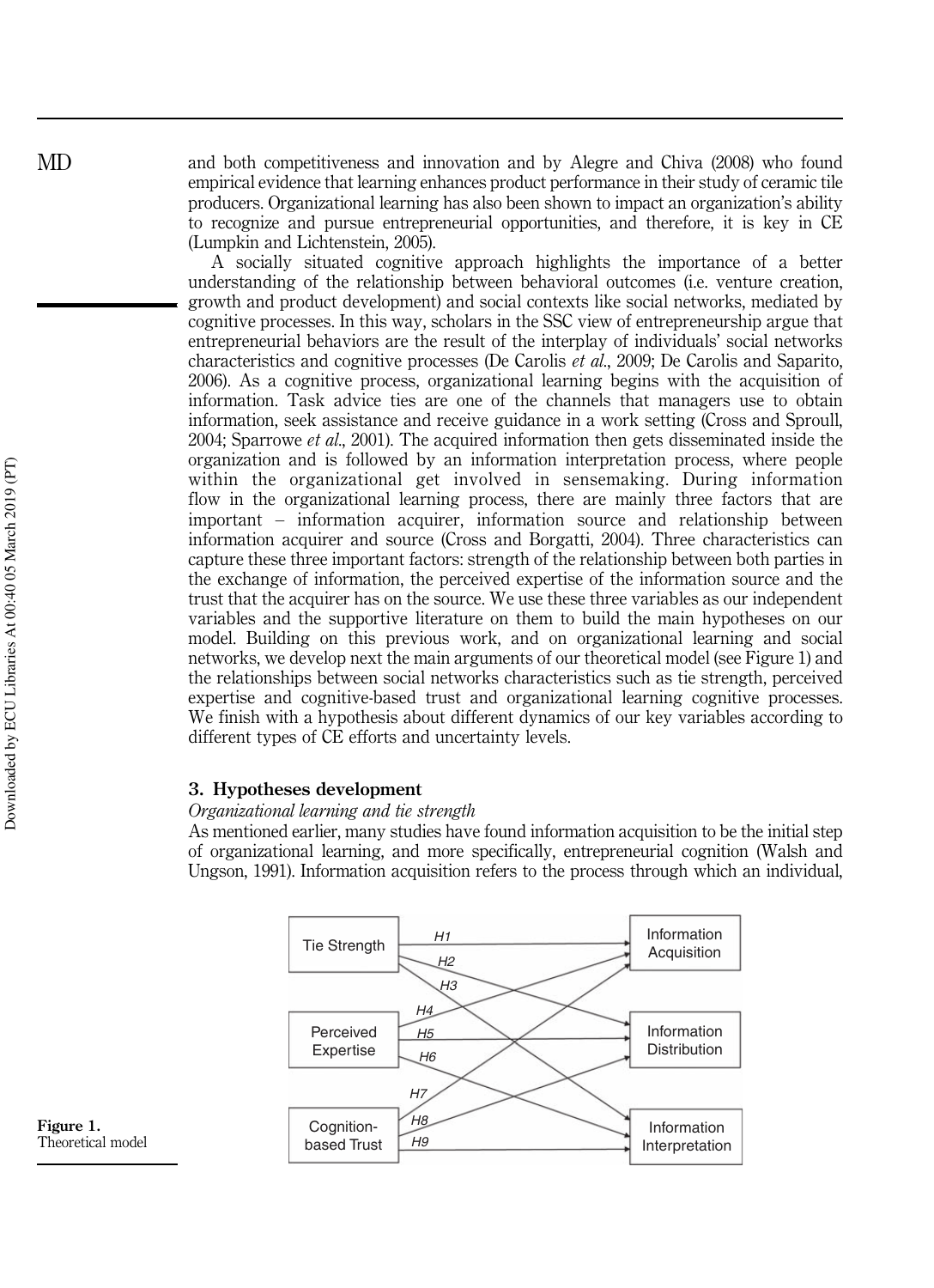and both competitiveness and innovation and by Alegre and Chiva (2008) who found empirical evidence that learning enhances product performance in their study of ceramic tile producers. Organizational learning has also been shown to impact an organization's ability to recognize and pursue entrepreneurial opportunities, and therefore, it is key in CE (Lumpkin and Lichtenstein, 2005).

A socially situated cognitive approach highlights the importance of a better understanding of the relationship between behavioral outcomes (i.e. venture creation, growth and product development) and social contexts like social networks, mediated by cognitive processes. In this way, scholars in the SSC view of entrepreneurship argue that entrepreneurial behaviors are the result of the interplay of individuals' social networks characteristics and cognitive processes (De Carolis *et al.*, 2009; De Carolis and Saparito, 2006). As a cognitive process, organizational learning begins with the acquisition of information. Task advice ties are one of the channels that managers use to obtain information, seek assistance and receive guidance in a work setting (Cross and Sproull, 2004; Sparrowe *et al.*, 2001). The acquired information then gets disseminated inside the organization and is followed by an information interpretation process, where people within the organizational get involved in sensemaking. During information flow in the organizational learning process, there are mainly three factors that are important – information acquirer, information source and relationship between information acquirer and source (Cross and Borgatti, 2004). Three characteristics can capture these three important factors: strength of the relationship between both parties in the exchange of information, the perceived expertise of the information source and the trust that the acquirer has on the source. We use these three variables as our independent variables and the supportive literature on them to build the main hypotheses on our model. Building on this previous work, and on organizational learning and social networks, we develop next the main arguments of our theoretical model (see Figure 1) and the relationships between social networks characteristics such as tie strength, perceived expertise and cognitive-based trust and organizational learning cognitive processes. We finish with a hypothesis about different dynamics of our key variables according to different types of CE efforts and uncertainty levels.

## 3. Hypotheses development

### *Organizational learning and tie strength*

As mentioned earlier, many studies have found information acquisition to be the initial step of organizational learning, and more specifically, entrepreneurial cognition (Walsh and Ungson, 1991). Information acquisition refers to the process through which an individual,

**Figure 1.** Theoretical model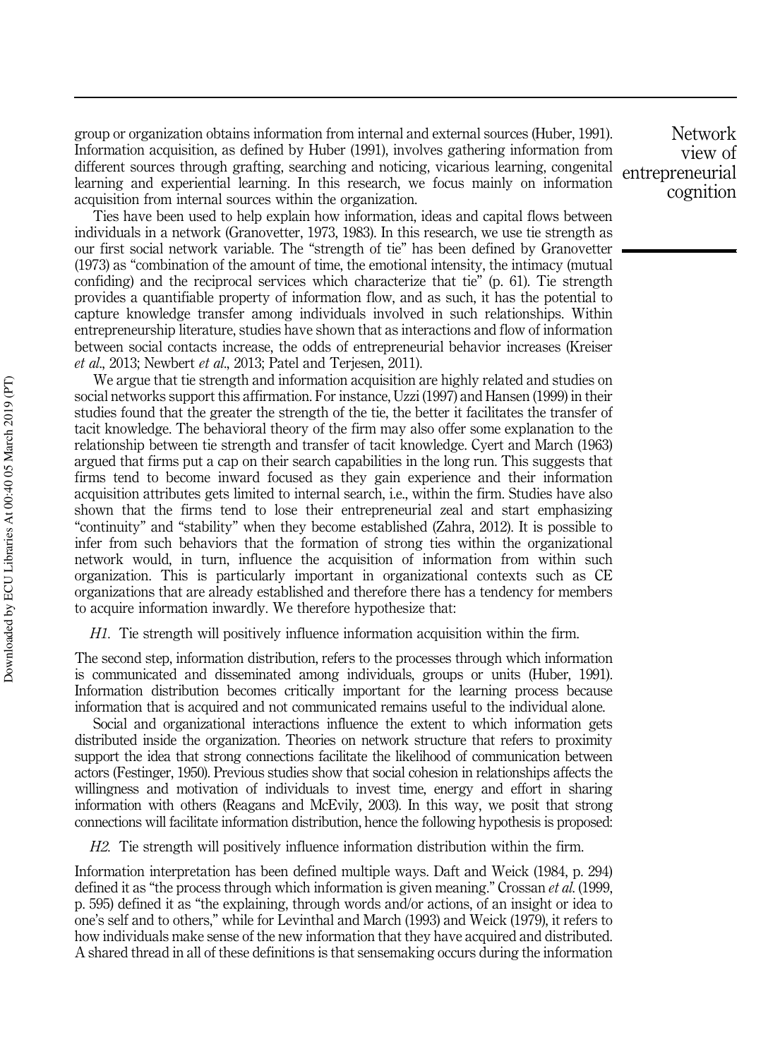group or organization obtains information from internal and external sources (Huber, 1991). Information acquisition, as defined by Huber (1991), involves gathering information from different sources through grafting, searching and noticing, vicarious learning, congenital learning and experiential learning. In this research, we focus mainly on information acquisition from internal sources within the organization.

Ties have been used to help explain how information, ideas and capital flows between individuals in a network (Granovetter, 1973, 1983). In this research, we use tie strength as our first social network variable. The "strength of tie" has been defined by Granovetter (1973) as "combination of the amount of time, the emotional intensity, the intimacy (mutual confiding) and the reciprocal services which characterize that tie" (p. 61). Tie strength provides a quantifiable property of information flow, and as such, it has the potential to capture knowledge transfer among individuals involved in such relationships. Within entrepreneurship literature, studies have shown that as interactions and flow of information between social contacts increase, the odds of entrepreneurial behavior increases (Kreiser *et al.*, 2013; Newbert *et al.*, 2013; Patel and Terjesen, 2011).

We argue that tie strength and information acquisition are highly related and studies on social networks support this affirmation. For instance, Uzzi (1997) and Hansen (1999) in their studies found that the greater the strength of the tie, the better it facilitates the transfer of tacit knowledge. The behavioral theory of the firm may also offer some explanation to the relationship between tie strength and transfer of tacit knowledge. Cyert and March (1963) argued that firms put a cap on their search capabilities in the long run. This suggests that firms tend to become inward focused as they gain experience and their information acquisition attributes gets limited to internal search, i.e., within the firm. Studies have also shown that the firms tend to lose their entrepreneurial zeal and start emphasizing "continuity" and "stability" when they become established (Zahra, 2012). It is possible to infer from such behaviors that the formation of strong ties within the organizational network would, in turn, influence the acquisition of information from within such organization. This is particularly important in organizational contexts such as CE organizations that are already established and therefore there has a tendency for members to acquire information inwardly. We therefore hypothesize that:

*H1*. Tie strength will positively influence information acquisition within the firm.

The second step, information distribution, refers to the processes through which information is communicated and disseminated among individuals, groups or units (Huber, 1991). Information distribution becomes critically important for the learning process because information that is acquired and not communicated remains useful to the individual alone.

Social and organizational interactions influence the extent to which information gets distributed inside the organization. Theories on network structure that refers to proximity support the idea that strong connections facilitate the likelihood of communication between actors (Festinger, 1950). Previous studies show that social cohesion in relationships affects the willingness and motivation of individuals to invest time, energy and effort in sharing information with others (Reagans and McEvily, 2003). In this way, we posit that strong connections will facilitate information distribution, hence the following hypothesis is proposed:

*H2*. Tie strength will positively influence information distribution within the firm.

Information interpretation has been defined multiple ways. Daft and Weick (1984, p. 294) defined it as "the process through which information is given meaning." Crossan *et al.* (1999, p. 595) defined it as "the explaining, through words and/or actions, of an insight or idea to one's self and to others," while for Levinthal and March (1993) and Weick (1979), it refers to how individuals make sense of the new information that they have acquired and distributed. A shared thread in all of these definitions is that sensemaking occurs during the information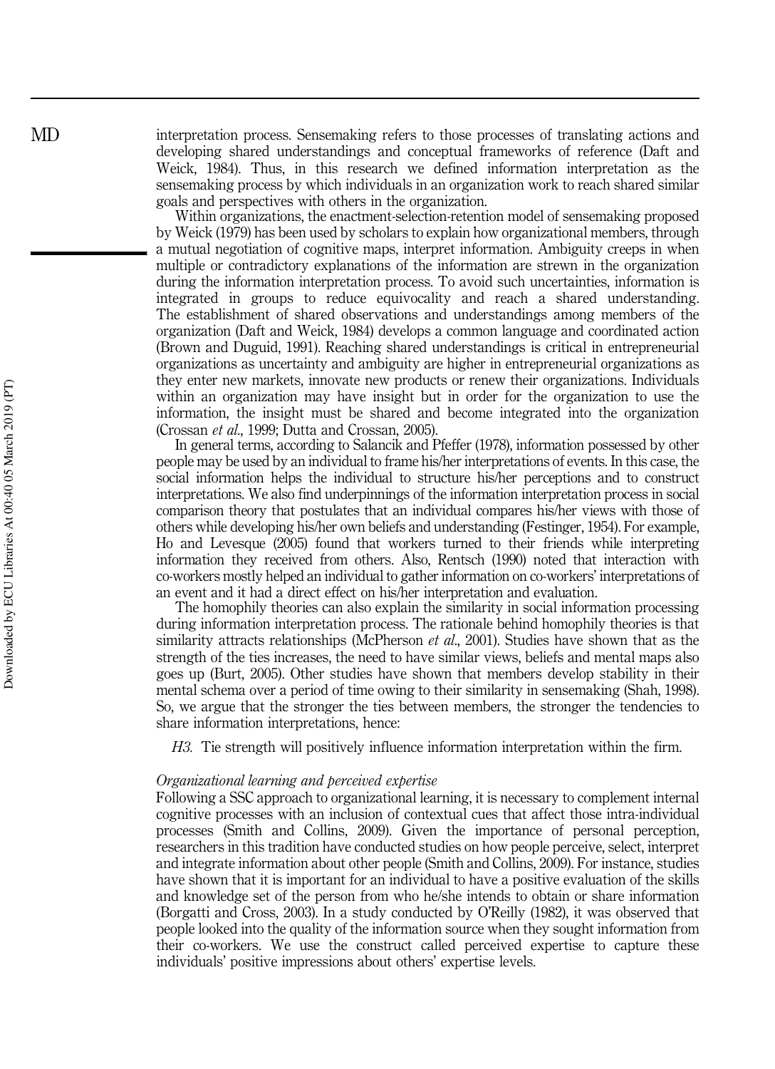interpretation process. Sensemaking refers to those processes of translating actions and developing shared understandings and conceptual frameworks of reference (Daft and Weick, 1984). Thus, in this research we defined information interpretation as the sensemaking process by which individuals in an organization work to reach shared similar goals and perspectives with others in the organization.

Within organizations, the enactment-selection-retention model of sensemaking proposed by Weick (1979) has been used by scholars to explain how organizational members, through a mutual negotiation of cognitive maps, interpret information. Ambiguity creeps in when multiple or contradictory explanations of the information are strewn in the organization during the information interpretation process. To avoid such uncertainties, information is integrated in groups to reduce equivocality and reach a shared understanding. The establishment of shared observations and understandings among members of the organization (Daft and Weick, 1984) develops a common language and coordinated action (Brown and Duguid, 1991). Reaching shared understandings is critical in entrepreneurial organizations as uncertainty and ambiguity are higher in entrepreneurial organizations as they enter new markets, innovate new products or renew their organizations. Individuals within an organization may have insight but in order for the organization to use the information, the insight must be shared and become integrated into the organization (Crossan *et al.*, 1999; Dutta and Crossan, 2005).

In general terms, according to Salancik and Pfeffer (1978), information possessed by other people may be used by an individual to frame his/her interpretations of events. In this case, the social information helps the individual to structure his/her perceptions and to construct interpretations. We also find underpinnings of the information interpretation process in social comparison theory that postulates that an individual compares his/her views with those of others while developing his/her own beliefs and understanding (Festinger, 1954). For example, Ho and Levesque (2005) found that workers turned to their friends while interpreting information they received from others. Also, Rentsch (1990) noted that interaction with co-workers mostly helped an individual to gather information on co-workers' interpretations of an event and it had a direct effect on his/her interpretation and evaluation.

The homophily theories can also explain the similarity in social information processing during information interpretation process. The rationale behind homophily theories is that similarity attracts relationships (McPherson *et al.*, 2001). Studies have shown that as the strength of the ties increases, the need to have similar views, beliefs and mental maps also goes up (Burt, 2005). Other studies have shown that members develop stability in their mental schema over a period of time owing to their similarity in sensemaking (Shah, 1998). So, we argue that the stronger the ties between members, the stronger the tendencies to share information interpretations, hence:

*H3.* Tie strength will positively influence information interpretation within the firm.

### *Organizational learning and perceived expertise*

Following a SSC approach to organizational learning, it is necessary to complement internal cognitive processes with an inclusion of contextual cues that affect those intra-individual processes (Smith and Collins, 2009). Given the importance of personal perception, researchers in this tradition have conducted studies on how people perceive, select, interpret and integrate information about other people (Smith and Collins, 2009). For instance, studies have shown that it is important for an individual to have a positive evaluation of the skills and knowledge set of the person from who he/she intends to obtain or share information (Borgatti and Cross, 2003). In a study conducted by O'Reilly (1982), it was observed that people looked into the quality of the information source when they sought information from their co-workers. We use the construct called perceived expertise to capture these individuals' positive impressions about others' expertise levels.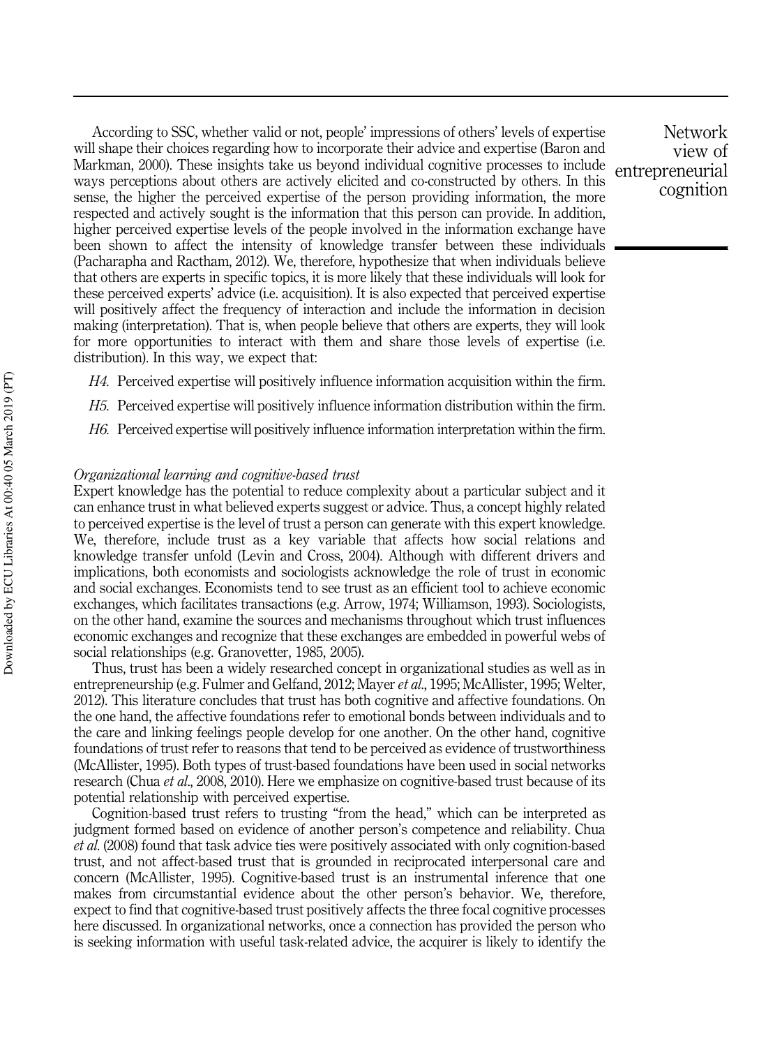According to SSC, whether valid or not, people' impressions of others' levels of expertise will shape their choices regarding how to incorporate their advice and expertise (Baron and Markman, 2000). These insights take us beyond individual cognitive processes to include ways perceptions about others are actively elicited and co-constructed by others. In this sense, the higher the perceived expertise of the person providing information, the more respected and actively sought is the information that this person can provide. In addition, higher perceived expertise levels of the people involved in the information exchange have been shown to affect the intensity of knowledge transfer between these individuals (Pacharapha and Ractham, 2012). We, therefore, hypothesize that when individuals believe that others are experts in specific topics, it is more likely that these individuals will look for these perceived experts' advice (i.e. acquisition). It is also expected that perceived expertise will positively affect the frequency of interaction and include the information in decision making (interpretation). That is, when people believe that others are experts, they will look for more opportunities to interact with them and share those levels of expertise (i.e. distribution). In this way, we expect that:

*H4*. Perceived expertise will positively influence information acquisition within the firm.

*H5*. Perceived expertise will positively influence information distribution within the firm.

*H6*. Perceived expertise will positively influence information interpretation within the firm.

### *Organizational learning and cognitive-based trust*

Expert knowledge has the potential to reduce complexity about a particular subject and it can enhance trust in what believed experts suggest or advice. Thus, a concept highly related to perceived expertise is the level of trust a person can generate with this expert knowledge. We, therefore, include trust as a key variable that affects how social relations and knowledge transfer unfold (Levin and Cross, 2004). Although with different drivers and implications, both economists and sociologists acknowledge the role of trust in economic and social exchanges. Economists tend to see trust as an efficient tool to achieve economic exchanges, which facilitates transactions (e.g. Arrow, 1974; Williamson, 1993). Sociologists, on the other hand, examine the sources and mechanisms throughout which trust influences economic exchanges and recognize that these exchanges are embedded in powerful webs of social relationships (e.g. Granovetter, 1985, 2005).

Thus, trust has been a widely researched concept in organizational studies as well as in entrepreneurship (e.g. Fulmer and Gelfand, 2012; Mayer *et al.*, 1995; McAllister, 1995; Welter, 2012). This literature concludes that trust has both cognitive and affective foundations. On the one hand, the affective foundations refer to emotional bonds between individuals and to the care and linking feelings people develop for one another. On the other hand, cognitive foundations of trust refer to reasons that tend to be perceived as evidence of trustworthiness (McAllister, 1995). Both types of trust-based foundations have been used in social networks research (Chua *et al.*, 2008, 2010). Here we emphasize on cognitive-based trust because of its potential relationship with perceived expertise.

Cognition-based trust refers to trusting "from the head," which can be interpreted as judgment formed based on evidence of another person's competence and reliability. Chua *et al.* (2008) found that task advice ties were positively associated with only cognition-based trust, and not affect-based trust that is grounded in reciprocated interpersonal care and concern (McAllister, 1995). Cognitive-based trust is an instrumental inference that one makes from circumstantial evidence about the other person's behavior. We, therefore, expect to find that cognitive-based trust positively affects the three focal cognitive processes here discussed. In organizational networks, once a connection has provided the person who is seeking information with useful task-related advice, the acquirer is likely to identify the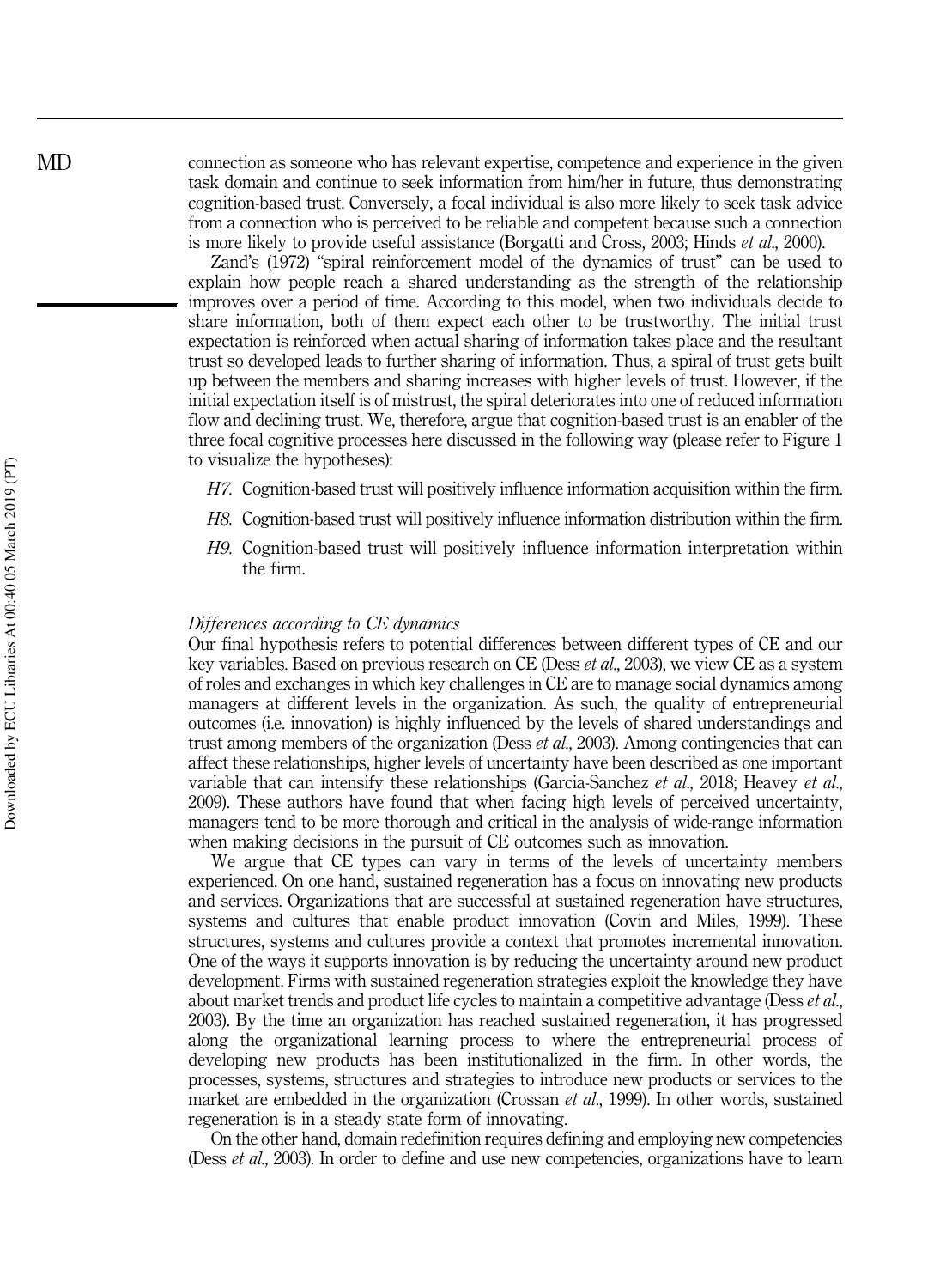connection as someone who has relevant expertise, competence and experience in the given task domain and continue to seek information from him/her in future, thus demonstrating cognition-based trust. Conversely, a focal individual is also more likely to seek task advice from a connection who is perceived to be reliable and competent because such a connection is more likely to provide useful assistance (Borgatti and Cross, 2003; Hinds *et al.*, 2000).

Zand's (1972) "spiral reinforcement model of the dynamics of trust" can be used to explain how people reach a shared understanding as the strength of the relationship improves over a period of time. According to this model, when two individuals decide to share information, both of them expect each other to be trustworthy. The initial trust expectation is reinforced when actual sharing of information takes place and the resultant trust so developed leads to further sharing of information. Thus, a spiral of trust gets built up between the members and sharing increases with higher levels of trust. However, if the initial expectation itself is of mistrust, the spiral deteriorates into one of reduced information flow and declining trust. We, therefore, argue that cognition-based trust is an enabler of the three focal cognitive processes here discussed in the following way (please refer to Figure 1 to visualize the hypotheses):

- *H7*. Cognition-based trust will positively influence information acquisition within the firm.
- *H8*. Cognition-based trust will positively influence information distribution within the firm.
- *H9*. Cognition-based trust will positively influence information interpretation within the firm.

### *Differences according to CE dynamics*

Our final hypothesis refers to potential differences between different types of CE and our key variables. Based on previous research on CE (Dess *et al.*, 2003), we view CE as a system of roles and exchanges in which key challenges in CE are to manage social dynamics among managers at different levels in the organization. As such, the quality of entrepreneurial outcomes (i.e. innovation) is highly influenced by the levels of shared understandings and trust among members of the organization (Dess *et al.*, 2003). Among contingencies that can affect these relationships, higher levels of uncertainty have been described as one important variable that can intensify these relationships (Garcia-Sanchez *et al.*, 2018; Heavey *et al.*, 2009). These authors have found that when facing high levels of perceived uncertainty, managers tend to be more thorough and critical in the analysis of wide-range information when making decisions in the pursuit of CE outcomes such as innovation.

We argue that CE types can vary in terms of the levels of uncertainty members experienced. On one hand, sustained regeneration has a focus on innovating new products and services. Organizations that are successful at sustained regeneration have structures, systems and cultures that enable product innovation (Covin and Miles, 1999). These structures, systems and cultures provide a context that promotes incremental innovation. One of the ways it supports innovation is by reducing the uncertainty around new product development. Firms with sustained regeneration strategies exploit the knowledge they have about market trends and product life cycles to maintain a competitive advantage (Dess *et al.*, 2003). By the time an organization has reached sustained regeneration, it has progressed along the organizational learning process to where the entrepreneurial process of developing new products has been institutionalized in the firm. In other words, the processes, systems, structures and strategies to introduce new products or services to the market are embedded in the organization (Crossan *et al.*, 1999). In other words, sustained regeneration is in a steady state form of innovating.

On the other hand, domain redefinition requires defining and employing new competencies (Dess *et al.*, 2003). In order to define and use new competencies, organizations have to learn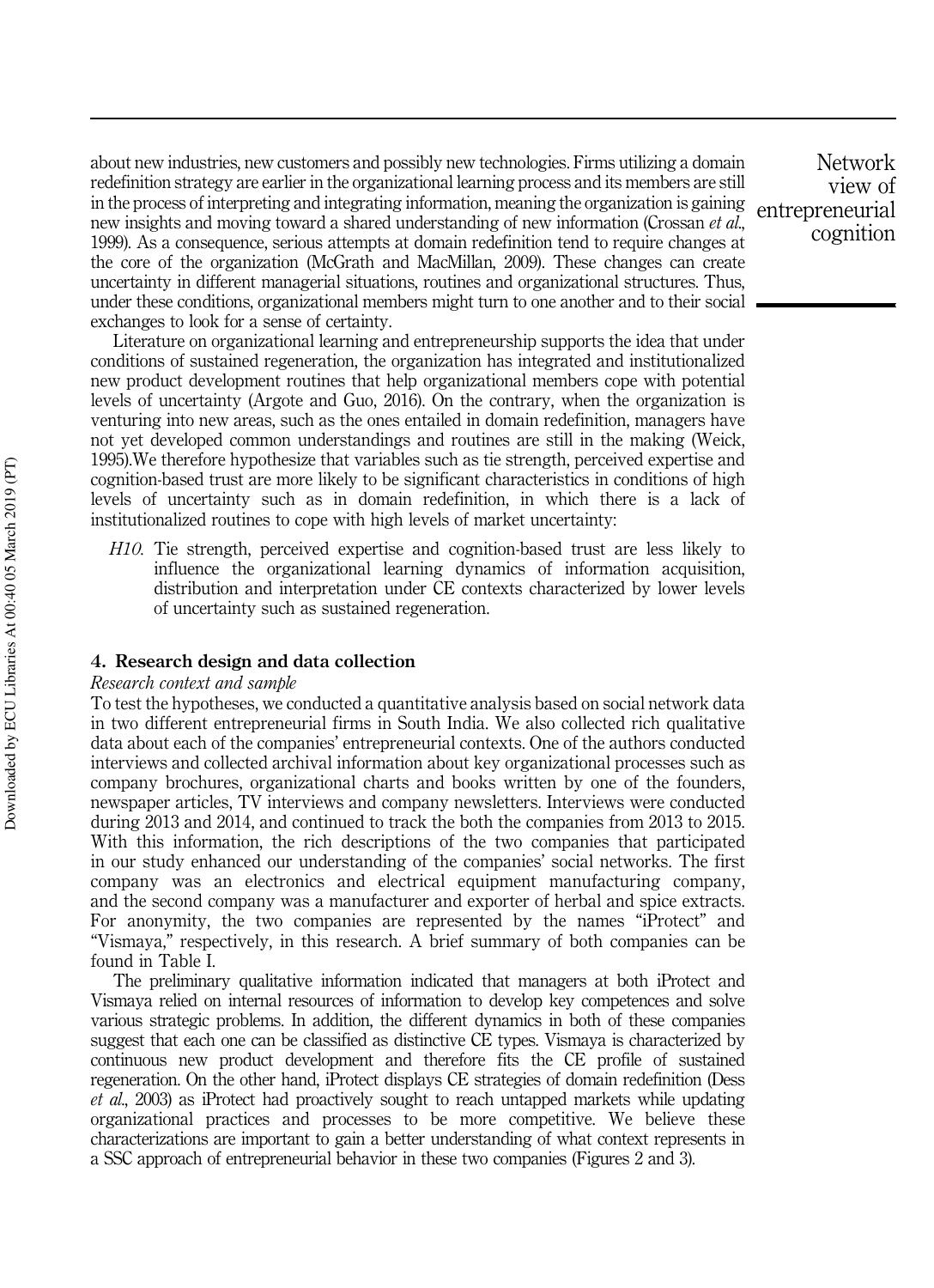about new industries, new customers and possibly new technologies. Firms utilizing a domain redefinition strategy are earlier in the organizational learning process and its members are still in the process of interpreting and integrating information, meaning the organization is gaining new insights and moving toward a shared understanding of new information (Crossan *et al.*, 1999). As a consequence, serious attempts at domain redefinition tend to require changes at the core of the organization (McGrath and MacMillan, 2009). These changes can create uncertainty in different managerial situations, routines and organizational structures. Thus, under these conditions, organizational members might turn to one another and to their social exchanges to look for a sense of certainty.

Literature on organizational learning and entrepreneurship supports the idea that under conditions of sustained regeneration, the organization has integrated and institutionalized new product development routines that help organizational members cope with potential levels of uncertainty (Argote and Guo, 2016). On the contrary, when the organization is venturing into new areas, such as the ones entailed in domain redefinition, managers have not yet developed common understandings and routines are still in the making (Weick, 1995).We therefore hypothesize that variables such as tie strength, perceived expertise and cognition-based trust are more likely to be significant characteristics in conditions of high levels of uncertainty such as in domain redefinition, in which there is a lack of institutionalized routines to cope with high levels of market uncertainty:

> *H10*. Tie strength, perceived expertise and cognition-based trust are less likely to influence the organizational learning dynamics of information acquisition, distribution and interpretation under CE contexts characterized by lower levels of uncertainty such as sustained regeneration.

## 4. Research design and data collection

### *Research context and sample*

To test the hypotheses, we conducted a quantitative analysis based on social network data in two different entrepreneurial firms in South India. We also collected rich qualitative data about each of the companies' entrepreneurial contexts. One of the authors conducted interviews and collected archival information about key organizational processes such as company brochures, organizational charts and books written by one of the founders, newspaper articles, TV interviews and company newsletters. Interviews were conducted during 2013 and 2014, and continued to track the both the companies from 2013 to 2015. With this information, the rich descriptions of the two companies that participated in our study enhanced our understanding of the companies' social networks. The first company was an electronics and electrical equipment manufacturing company, and the second company was a manufacturer and exporter of herbal and spice extracts. For anonymity, the two companies are represented by the names "iProtect" and "Vismaya," respectively, in this research. A brief summary of both companies can be found in Table I.

The preliminary qualitative information indicated that managers at both iProtect and Vismaya relied on internal resources of information to develop key competences and solve various strategic problems. In addition, the different dynamics in both of these companies suggest that each one can be classified as distinctive CE types. Vismaya is characterized by continuous new product development and therefore fits the CE profile of sustained regeneration. On the other hand, iProtect displays CE strategies of domain redefinition (Dess *et al.*, 2003) as iProtect had proactively sought to reach untapped markets while updating organizational practices and processes to be more competitive. We believe these characterizations are important to gain a better understanding of what context represents in a SSC approach of entrepreneurial behavior in these two companies (Figures 2 and 3).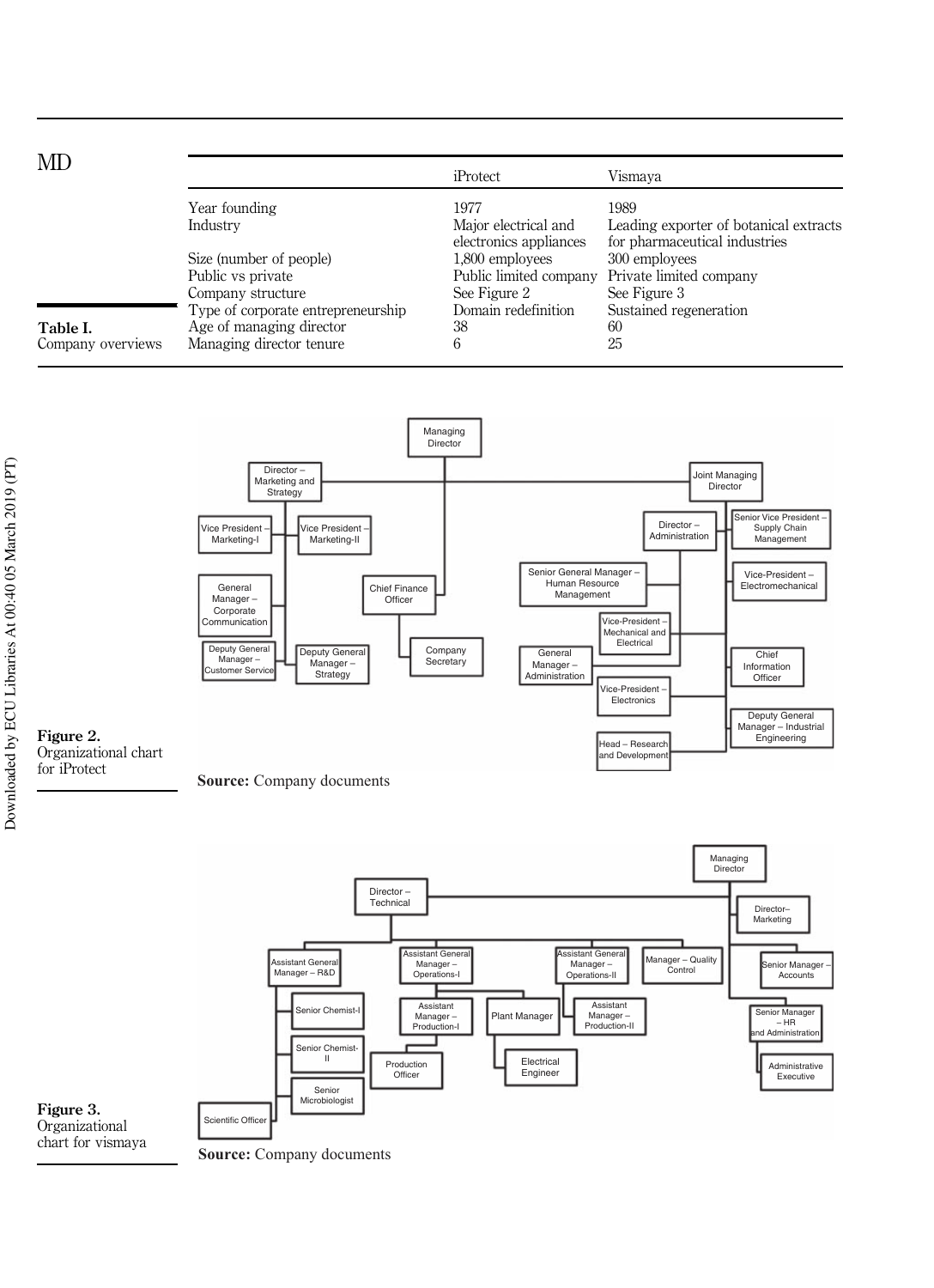**Table I.** Company overviews

| | iProtect | Vismaya |
|---|---|---|
| Year founding | 1977 | 1989 |
| Industry | Major electrical and electronics appliances | Leading exporter of botanical extracts for pharmaceutical industries |
| Size (number of people) | 1,800 employees | 300 employees |
| Public vs private | Public limited company | Private limited company |
| Company structure | See Figure 2 | See Figure 3 |
| Type of corporate entrepreneurship | Domain redefinition | Sustained regeneration |
| Age of managing director | 38 | 60 |
| Managing director tenure | 6 | 25 |

Managing Director

Director – Marketing and Strategy

Joint Managing Director

Vice President – Marketing-I

Vice President – Marketing-II

General Manager – Corporate Communication

Deputy General Manager – Customer Service

Deputy General Manager – Strategy

Chief Finance Officer

Company Secretary

Director – Administration

Senior Vice President – Supply Chain Management

Senior General Manager – Human Resource Management

Vice-President – Electromechanical

Vice-President – Mechanical and Electrical

General Manager – Administration

Chief Information Officer

Vice-President – Electronics

Deputy General Manager – Industrial Engineering

Head – Research and Development

**Source:** Company documents

**Figure 2.** Organizational chart for iProtect

Managing Director

Director – Technical

Director– Marketing

Assistant General Manager – R&D

Assistant General Manager – Operations-I

Assistant General Manager – Operations-II

Manager – Quality Control

Senior Manager – Accounts

Senior Chemist-I

Assistant Manager – Production-I

Plant Manager

Assistant Manager – Production-II

Senior Manager – HR and Administration

Senior Chemist-II

Production Officer

Electrical Engineer

Administrative Executive

Senior Microbiologist

Scientific Officer

**Source:** Company documents

**Figure 3.** Organizational chart for vismaya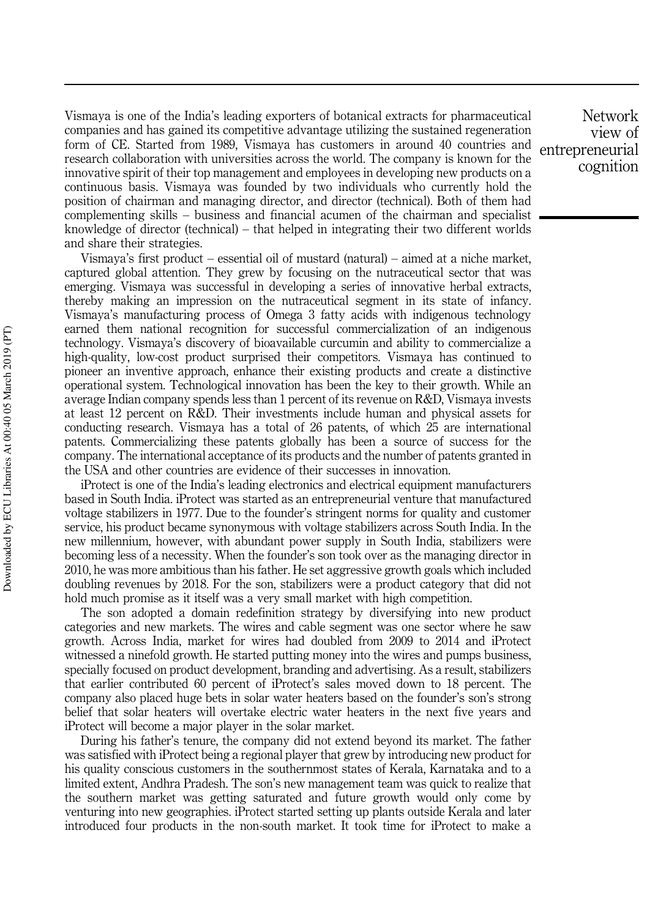Vismaya is one of the India's leading exporters of botanical extracts for pharmaceutical companies and has gained its competitive advantage utilizing the sustained regeneration form of CE. Started from 1989, Vismaya has customers in around 40 countries and research collaboration with universities across the world. The company is known for the innovative spirit of their top management and employees in developing new products on a continuous basis. Vismaya was founded by two individuals who currently hold the position of chairman and managing director, and director (technical). Both of them had complementing skills – business and financial acumen of the chairman and specialist knowledge of director (technical) – that helped in integrating their two different worlds and share their strategies.

Vismaya's first product – essential oil of mustard (natural) – aimed at a niche market, captured global attention. They grew by focusing on the nutraceutical sector that was emerging. Vismaya was successful in developing a series of innovative herbal extracts, thereby making an impression on the nutraceutical segment in its state of infancy. Vismaya's manufacturing process of Omega 3 fatty acids with indigenous technology earned them national recognition for successful commercialization of an indigenous technology. Vismaya's discovery of bioavailable curcumin and ability to commercialize a high-quality, low-cost product surprised their competitors. Vismaya has continued to pioneer an inventive approach, enhance their existing products and create a distinctive operational system. Technological innovation has been the key to their growth. While an average Indian company spends less than 1 percent of its revenue on R&D, Vismaya invests at least 12 percent on R&D. Their investments include human and physical assets for conducting research. Vismaya has a total of 26 patents, of which 25 are international patents. Commercializing these patents globally has been a source of success for the company. The international acceptance of its products and the number of patents granted in the USA and other countries are evidence of their successes in innovation.

iProtect is one of the India's leading electronics and electrical equipment manufacturers based in South India. iProtect was started as an entrepreneurial venture that manufactured voltage stabilizers in 1977. Due to the founder's stringent norms for quality and customer service, his product became synonymous with voltage stabilizers across South India. In the new millennium, however, with abundant power supply in South India, stabilizers were becoming less of a necessity. When the founder's son took over as the managing director in 2010, he was more ambitious than his father. He set aggressive growth goals which included doubling revenues by 2018. For the son, stabilizers were a product category that did not hold much promise as it itself was a very small market with high competition.

The son adopted a domain redefinition strategy by diversifying into new product categories and new markets. The wires and cable segment was one sector where he saw growth. Across India, market for wires had doubled from 2009 to 2014 and iProtect witnessed a ninefold growth. He started putting money into the wires and pumps business, specially focused on product development, branding and advertising. As a result, stabilizers that earlier contributed 60 percent of iProtect's sales moved down to 18 percent. The company also placed huge bets in solar water heaters based on the founder's son's strong belief that solar heaters will overtake electric water heaters in the next five years and iProtect will become a major player in the solar market.

During his father's tenure, the company did not extend beyond its market. The father was satisfied with iProtect being a regional player that grew by introducing new product for his quality conscious customers in the southernmost states of Kerala, Karnataka and to a limited extent, Andhra Pradesh. The son's new management team was quick to realize that the southern market was getting saturated and future growth would only come by venturing into new geographies. iProtect started setting up plants outside Kerala and later introduced four products in the non-south market. It took time for iProtect to make a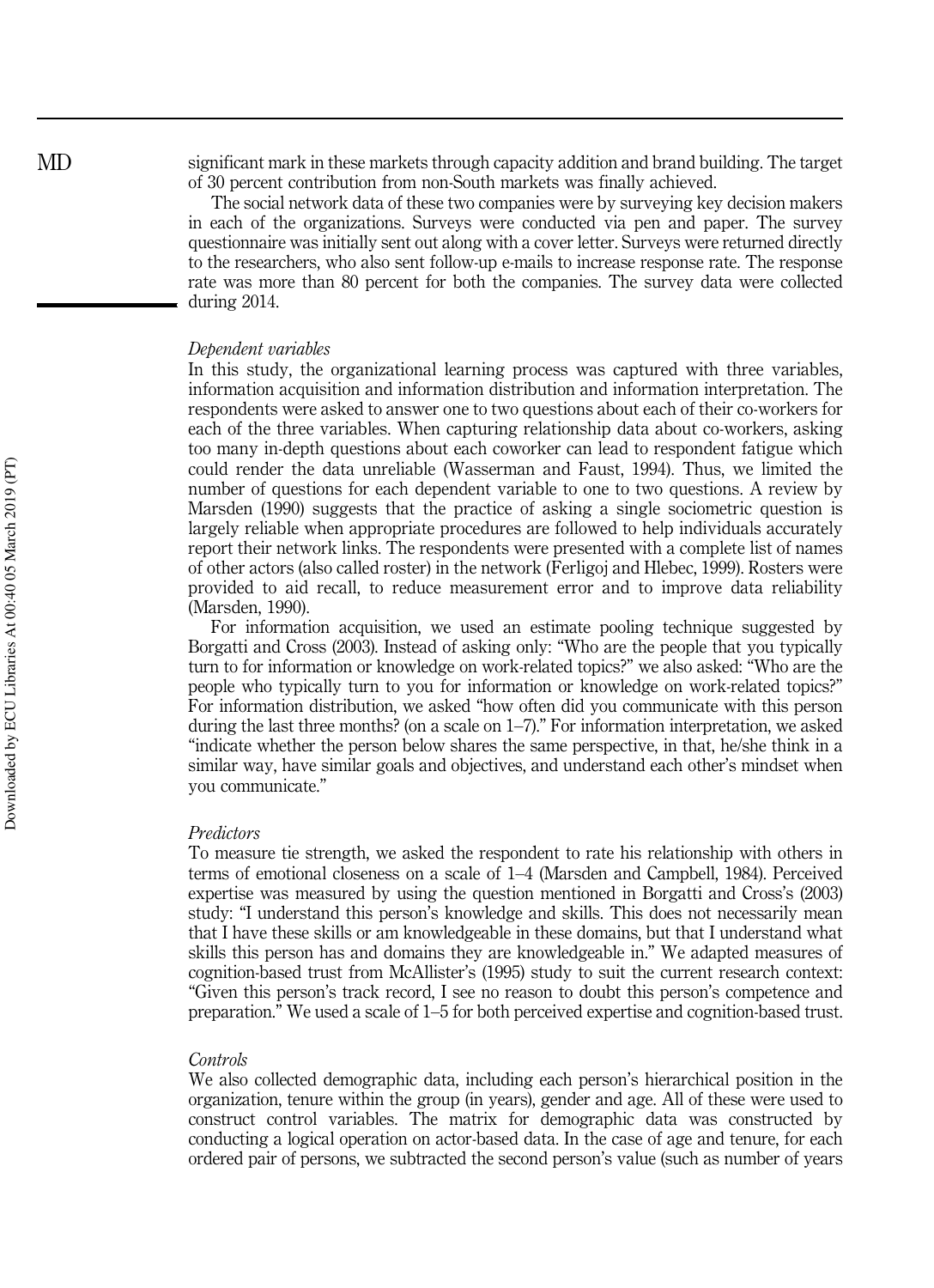significant mark in these markets through capacity addition and brand building. The target of 30 percent contribution from non-South markets was finally achieved.

The social network data of these two companies were by surveying key decision makers in each of the organizations. Surveys were conducted via pen and paper. The survey questionnaire was initially sent out along with a cover letter. Surveys were returned directly to the researchers, who also sent follow-up e-mails to increase response rate. The response rate was more than 80 percent for both the companies. The survey data were collected during 2014.

### *Dependent variables*

In this study, the organizational learning process was captured with three variables, information acquisition and information distribution and information interpretation. The respondents were asked to answer one to two questions about each of their co-workers for each of the three variables. When capturing relationship data about co-workers, asking too many in-depth questions about each coworker can lead to respondent fatigue which could render the data unreliable (Wasserman and Faust, 1994). Thus, we limited the number of questions for each dependent variable to one to two questions. A review by Marsden (1990) suggests that the practice of asking a single sociometric question is largely reliable when appropriate procedures are followed to help individuals accurately report their network links. The respondents were presented with a complete list of names of other actors (also called roster) in the network (Ferligoj and Hlebec, 1999). Rosters were provided to aid recall, to reduce measurement error and to improve data reliability (Marsden, 1990).

For information acquisition, we used an estimate pooling technique suggested by Borgatti and Cross (2003). Instead of asking only: "Who are the people that you typically turn to for information or knowledge on work-related topics?" we also asked: "Who are the people who typically turn to you for information or knowledge on work-related topics?" For information distribution, we asked "how often did you communicate with this person during the last three months? (on a scale on 1–7)." For information interpretation, we asked "indicate whether the person below shares the same perspective, in that, he/she think in a similar way, have similar goals and objectives, and understand each other's mindset when you communicate."

### *Predictors*

To measure tie strength, we asked the respondent to rate his relationship with others in terms of emotional closeness on a scale of 1–4 (Marsden and Campbell, 1984). Perceived expertise was measured by using the question mentioned in Borgatti and Cross's (2003) study: "I understand this person's knowledge and skills. This does not necessarily mean that I have these skills or am knowledgeable in these domains, but that I understand what skills this person has and domains they are knowledgeable in." We adapted measures of cognition-based trust from McAllister's (1995) study to suit the current research context: "Given this person's track record, I see no reason to doubt this person's competence and preparation." We used a scale of 1–5 for both perceived expertise and cognition-based trust.

### *Controls*

We also collected demographic data, including each person's hierarchical position in the organization, tenure within the group (in years), gender and age. All of these were used to construct control variables. The matrix for demographic data was constructed by conducting a logical operation on actor-based data. In the case of age and tenure, for each ordered pair of persons, we subtracted the second person's value (such as number of years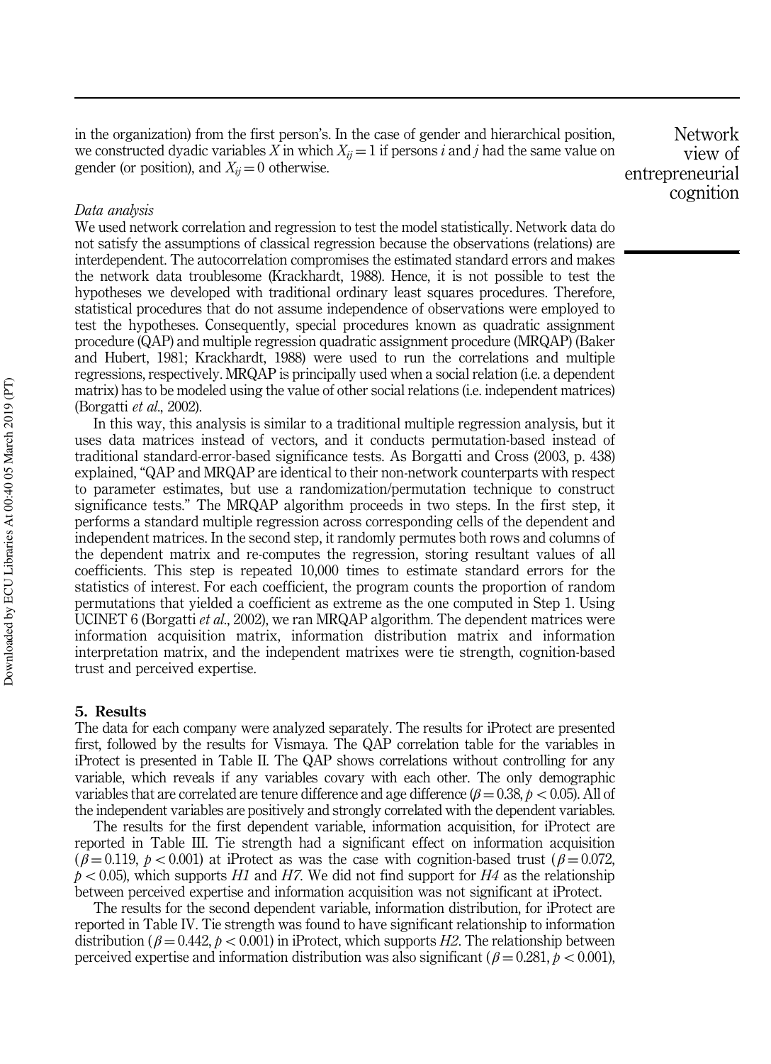in the organization) from the first person's. In the case of gender and hierarchical position, we constructed dyadic variables $X$ in which $X_{ij} = 1$ if persons $i$ and $j$ had the same value on gender (or position), and $X_{ij} = 0$ otherwise.

*Data analysis*

We used network correlation and regression to test the model statistically. Network data do not satisfy the assumptions of classical regression because the observations (relations) are interdependent. The autocorrelation compromises the estimated standard errors and makes the network data troublesome (Krackhardt, 1988). Hence, it is not possible to test the hypotheses we developed with traditional ordinary least squares procedures. Therefore, statistical procedures that do not assume independence of observations were employed to test the hypotheses. Consequently, special procedures known as quadratic assignment procedure (QAP) and multiple regression quadratic assignment procedure (MRQAP) (Baker and Hubert, 1981; Krackhardt, 1988) were used to run the correlations and multiple regressions, respectively. MRQAP is principally used when a social relation (i.e. a dependent matrix) has to be modeled using the value of other social relations (i.e. independent matrices) (Borgatti *et al.*, 2002).

In this way, this analysis is similar to a traditional multiple regression analysis, but it uses data matrices instead of vectors, and it conducts permutation-based instead of traditional standard-error-based significance tests. As Borgatti and Cross (2003, p. 438) explained, "QAP and MRQAP are identical to their non-network counterparts with respect to parameter estimates, but use a randomization/permutation technique to construct significance tests." The MRQAP algorithm proceeds in two steps. In the first step, it performs a standard multiple regression across corresponding cells of the dependent and independent matrices. In the second step, it randomly permutes both rows and columns of the dependent matrix and re-computes the regression, storing resultant values of all coefficients. This step is repeated 10,000 times to estimate standard errors for the statistics of interest. For each coefficient, the program counts the proportion of random permutations that yielded a coefficient as extreme as the one computed in Step 1. Using UCINET 6 (Borgatti *et al.*, 2002), we ran MRQAP algorithm. The dependent matrices were information acquisition matrix, information distribution matrix and information interpretation matrix, and the independent matrixes were tie strength, cognition-based trust and perceived expertise.

## 5. Results

The data for each company were analyzed separately. The results for iProtect are presented first, followed by the results for Vismaya. The QAP correlation table for the variables in iProtect is presented in Table II. The QAP shows correlations without controlling for any variable, which reveals if any variables covary with each other. The only demographic variables that are correlated are tenure difference and age difference ($\beta = 0.38$, $p < 0.05$). All of the independent variables are positively and strongly correlated with the dependent variables.

The results for the first dependent variable, information acquisition, for iProtect are reported in Table III. Tie strength had a significant effect on information acquisition ($\beta = 0.119$, $p < 0.001$) at iProtect as was the case with cognition-based trust ($\beta = 0.072$, $p < 0.05$), which supports *H1* and *H7*. We did not find support for *H4* as the relationship between perceived expertise and information acquisition was not significant at iProtect.

The results for the second dependent variable, information distribution, for iProtect are reported in Table IV. Tie strength was found to have significant relationship to information distribution ($\beta = 0.442$, $p < 0.001$) in iProtect, which supports *H2*. The relationship between perceived expertise and information distribution was also significant ($\beta = 0.281$, $p < 0.001$),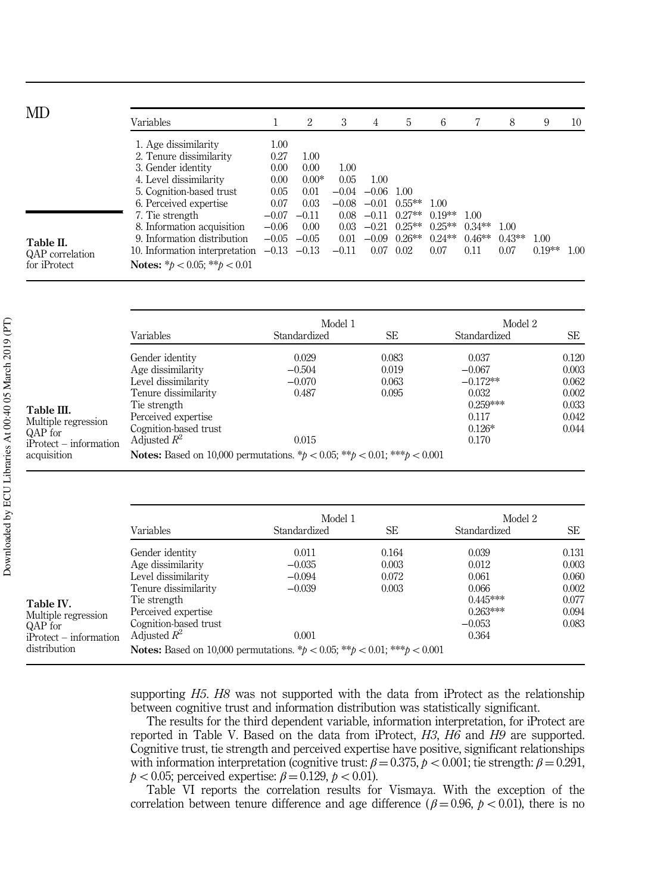**Table II.** QAP correlation for iProtect

| Variables | 1 | 2 | 3 | 4 | 5 | 6 | 7 | 8 | 9 | 10 |
|---|---|---|---|---|---|---|---|---|---|---|
| 1. Age dissimilarity | 1.00 | | | | | | | | | |
| 2. Tenure dissimilarity | 0.27 | 1.00 | | | | | | | | |
| 3. Gender identity | 0.00 | 0.00 | 1.00 | | | | | | | |
| 4. Level dissimilarity | 0.00 | 0.00* | 0.05 | 1.00 | | | | | | |
| 5. Cognition-based trust | 0.05 | 0.01 | −0.04 | −0.06 | 1.00 | | | | | |
| 6. Perceived expertise | 0.07 | 0.03 | −0.08 | −0.01 | 0.55** | 1.00 | | | | |
| 7. Tie strength | −0.07 | −0.11 | 0.08 | −0.11 | 0.27** | 0.19** | 1.00 | | | |
| 8. Information acquisition | −0.06 | 0.00 | 0.03 | −0.21 | 0.25** | 0.25** | 0.34** | 1.00 | | |
| 9. Information distribution | −0.05 | −0.05 | 0.01 | −0.09 | 0.26** | 0.24** | 0.46** | 0.43** | 1.00 | |
| 10. Information interpretation | −0.13 | −0.13 | −0.11 | 0.07 | 0.02 | 0.07 | 0.11 | 0.07 | 0.19** | 1.00 |

**Notes:** $*p < 0.05$; $**p < 0.01$

**Table III.** Multiple regression QAP for iProtect – information acquisition

| Variables | Model 1 Standardized | Model 1 SE | Model 2 Standardized | Model 2 SE |
|---|---|---|---|---|
| Gender identity | 0.029 | 0.083 | 0.037 | 0.120 |
| Age dissimilarity | −0.504 | 0.019 | −0.067 | 0.003 |
| Level dissimilarity | −0.070 | 0.063 | −0.172** | 0.062 |
| Tenure dissimilarity | 0.487 | 0.095 | 0.032 | 0.002 |
| Tie strength | | | 0.259*** | 0.033 |
| Perceived expertise | | | 0.117 | 0.042 |
| Cognition-based trust | | | 0.126* | 0.044 |
| Adjusted $R^2$ | 0.015 | | 0.170 | |

**Notes:** Based on 10,000 permutations. $*p < 0.05$; $**p < 0.01$; $***p < 0.001$

**Table IV.** Multiple regression QAP for iProtect – information distribution

| Variables | Model 1 Standardized | Model 1 SE | Model 2 Standardized | Model 2 SE |
|---|---|---|---|---|
| Gender identity | 0.011 | 0.164 | 0.039 | 0.131 |
| Age dissimilarity | −0.035 | 0.003 | 0.012 | 0.003 |
| Level dissimilarity | −0.094 | 0.072 | 0.061 | 0.060 |
| Tenure dissimilarity | −0.039 | 0.003 | 0.066 | 0.002 |
| Tie strength | | | 0.445*** | 0.077 |
| Perceived expertise | | | 0.263*** | 0.094 |
| Cognition-based trust | | | −0.053 | 0.083 |
| Adjusted $R^2$ | 0.001 | | 0.364 | |

**Notes:** Based on 10,000 permutations. $*p < 0.05$; $**p < 0.01$; $***p < 0.001$

supporting *H5*. *H8* was not supported with the data from iProtect as the relationship between cognitive trust and information distribution was statistically significant.

The results for the third dependent variable, information interpretation, for iProtect are reported in Table V. Based on the data from iProtect, *H3*, *H6* and *H9* are supported. Cognitive trust, tie strength and perceived expertise have positive, significant relationships with information interpretation (cognitive trust: $\beta = 0.375$, $p < 0.001$; tie strength: $\beta = 0.291$, $p < 0.05$; perceived expertise: $\beta = 0.129$, $p < 0.01$).

Table VI reports the correlation results for Vismaya. With the exception of the correlation between tenure difference and age difference ($\beta = 0.96$, $p < 0.01$), there is no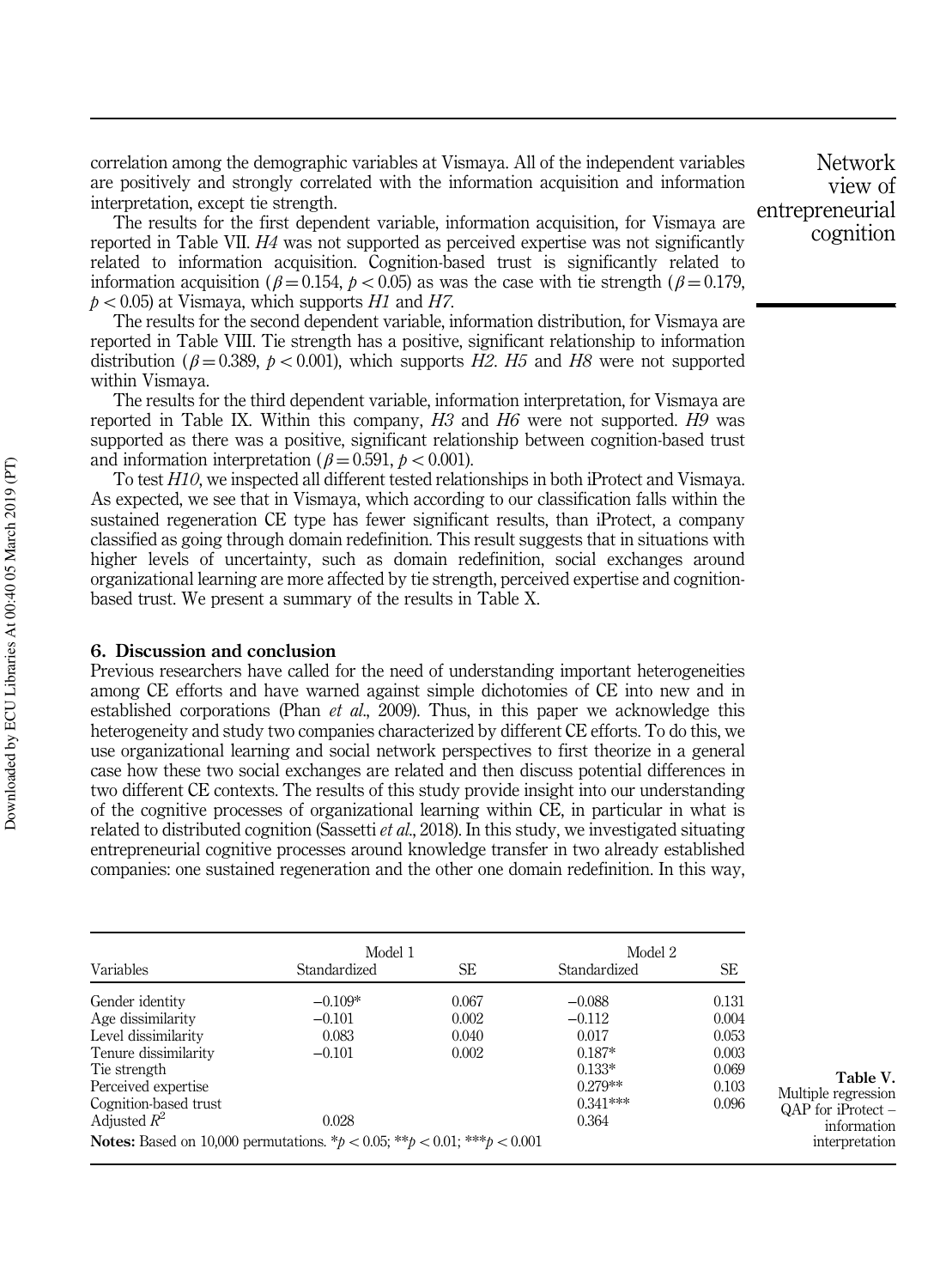correlation among the demographic variables at Vismaya. All of the independent variables are positively and strongly correlated with the information acquisition and information interpretation, except tie strength.

The results for the first dependent variable, information acquisition, for Vismaya are reported in Table VII. *H4* was not supported as perceived expertise was not significantly related to information acquisition. Cognition-based trust is significantly related to information acquisition ($\beta = 0.154$, $p < 0.05$) as was the case with tie strength ($\beta = 0.179$, $p < 0.05$) at Vismaya, which supports *H1* and *H7*.

The results for the second dependent variable, information distribution, for Vismaya are reported in Table VIII. Tie strength has a positive, significant relationship to information distribution ($\beta = 0.389$, $p < 0.001$), which supports *H2*. *H5* and *H8* were not supported within Vismaya.

The results for the third dependent variable, information interpretation, for Vismaya are reported in Table IX. Within this company, *H3* and *H6* were not supported. *H9* was supported as there was a positive, significant relationship between cognition-based trust and information interpretation ($\beta = 0.591$, $p < 0.001$).

To test *H10*, we inspected all different tested relationships in both iProtect and Vismaya. As expected, we see that in Vismaya, which according to our classification falls within the sustained regeneration CE type has fewer significant results, than iProtect, a company classified as going through domain redefinition. This result suggests that in situations with higher levels of uncertainty, such as domain redefinition, social exchanges around organizational learning are more affected by tie strength, perceived expertise and cognition-based trust. We present a summary of the results in Table X.

## 6. Discussion and conclusion

Previous researchers have called for the need of understanding important heterogeneities among CE efforts and have warned against simple dichotomies of CE into new and in established corporations (Phan *et al.*, 2009). Thus, in this paper we acknowledge this heterogeneity and study two companies characterized by different CE efforts. To do this, we use organizational learning and social network perspectives to first theorize in a general case how these two social exchanges are related and then discuss potential differences in two different CE contexts. The results of this study provide insight into our understanding of the cognitive processes of organizational learning within CE, in particular in what is related to distributed cognition (Sassetti *et al.*, 2018). In this study, we investigated situating entrepreneurial cognitive processes around knowledge transfer in two already established companies: one sustained regeneration and the other one domain redefinition. In this way,

**Table V.** Multiple regression QAP for iProtect – information interpretation

| Variables | Model 1 | | Model 2 | |
|---|---|---|---|---|
| | Standardized | SE | Standardized | SE |
| Gender identity | −0.109* | 0.067 | −0.088 | 0.131 |
| Age dissimilarity | −0.101 | 0.002 | −0.112 | 0.004 |
| Level dissimilarity | 0.083 | 0.040 | 0.017 | 0.053 |
| Tenure dissimilarity | −0.101 | 0.002 | 0.187* | 0.003 |
| Tie strength | | | 0.133* | 0.069 |
| Perceived expertise | | | 0.279** | 0.103 |
| Cognition-based trust | | | 0.341*** | 0.096 |
| Adjusted $R^2$ | 0.028 | | 0.364 | |

**Notes:** Based on 10,000 permutations. *$p < 0.05$; **$p < 0.01$; ***$p < 0.001$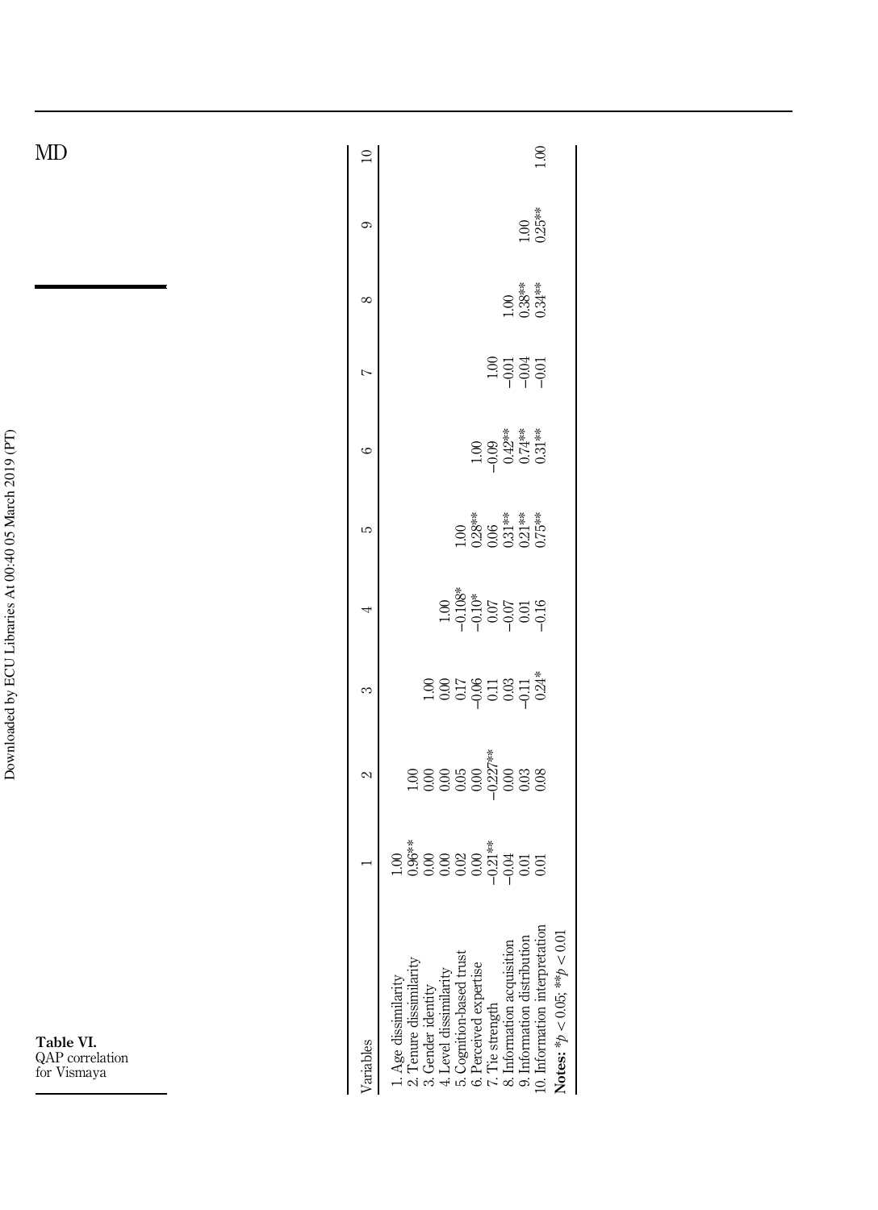**Table VI.** QAP correlation for Vismaya

| Variables | 1 | 2 | 3 | 4 | 5 | 6 | 7 | 8 | 9 | 10 |
|---|---|---|---|---|---|---|---|---|---|---|
| 1. Age dissimilarity | 1.00 | | | | | | | | | |
| 2. Tenure dissimilarity | 0.96** | 1.00 | | | | | | | | |
| 3. Gender identity | 0.00 | 0.00 | 1.00 | | | | | | | |
| 4. Level dissimilarity | 0.00 | 0.00 | 0.00 | 1.00 | | | | | | |
| 5. Cognition-based trust | 0.02 | 0.05 | 0.17 | −0.108* | 1.00 | | | | | |
| 6. Perceived expertise | 0.00 | 0.00 | −0.06 | −0.10* | 0.28** | 1.00 | | | | |
| 7. Tie strength | −0.21** | −0.227** | 0.11 | 0.07 | 0.06 | −0.09 | 1.00 | | | |
| 8. Information acquisition | −0.04 | 0.00 | 0.03 | −0.07 | 0.31** | 0.42** | −0.01 | 1.00 | | |
| 9. Information distribution | 0.01 | 0.03 | −0.11 | 0.01 | 0.21** | 0.74** | −0.04 | 0.38** | 1.00 | |
| 10. Information interpretation | 0.01 | 0.08 | 0.24* | −0.16 | 0.75** | 0.31** | −0.01 | 0.34** | 0.25** | 1.00 |

**Notes:** $*p < 0.05$; $**p < 0.01$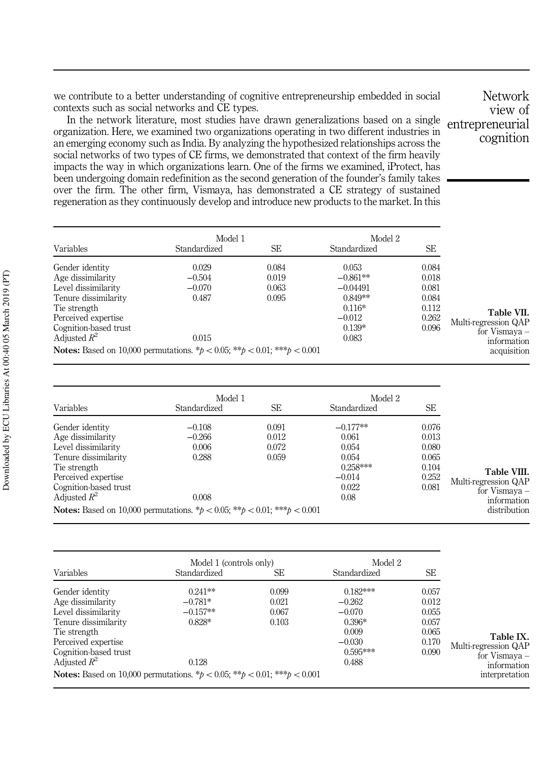we contribute to a better understanding of cognitive entrepreneurship embedded in social contexts such as social networks and CE types.

In the network literature, most studies have drawn generalizations based on a single organization. Here, we examined two organizations operating in two different industries in an emerging economy such as India. By analyzing the hypothesized relationships across the social networks of two types of CE firms, we demonstrated that context of the firm heavily impacts the way in which organizations learn. One of the firms we examined, iProtect, has been undergoing domain redefinition as the second generation of the founder's family takes over the firm. The other firm, Vismaya, has demonstrated a CE strategy of sustained regeneration as they continuously develop and introduce new products to the market. In this

**Table VII.** Multi-regression QAP for Vismaya – information acquisition

| Variables | Model 1 | | Model 2 | |
|---|---|---|---|---|
| | Standardized | SE | Standardized | SE |
| Gender identity | 0.029 | 0.084 | 0.053 | 0.084 |
| Age dissimilarity | −0.504 | 0.019 | −0.861** | 0.018 |
| Level dissimilarity | −0.070 | 0.063 | −0.04491 | 0.081 |
| Tenure dissimilarity | 0.487 | 0.095 | 0.849** | 0.084 |
| Tie strength | | | 0.116* | 0.112 |
| Perceived expertise | | | −0.012 | 0.262 |
| Cognition-based trust | | | 0.139* | 0.096 |
| Adjusted $R^2$ | 0.015 | | 0.083 | |

**Notes:** Based on 10,000 permutations. *$p < 0.05$; **$p < 0.01$; ***$p < 0.001$

**Table VIII.** Multi-regression QAP for Vismaya – information distribution

| Variables | Model 1 | | Model 2 | |
|---|---|---|---|---|
| | Standardized | SE | Standardized | SE |
| Gender identity | −0.108 | 0.091 | −0.177** | 0.076 |
| Age dissimilarity | −0.266 | 0.012 | 0.061 | 0.013 |
| Level dissimilarity | 0.006 | 0.072 | 0.054 | 0.080 |
| Tenure dissimilarity | 0.288 | 0.059 | 0.054 | 0.065 |
| Tie strength | | | 0.258*** | 0.104 |
| Perceived expertise | | | −0.014 | 0.252 |
| Cognition-based trust | | | 0.022 | 0.081 |
| Adjusted $R^2$ | 0.008 | | 0.08 | |

**Notes:** Based on 10,000 permutations. *$p < 0.05$; **$p < 0.01$; ***$p < 0.001$

**Table IX.** Multi-regression QAP for Vismaya – information interpretation

| Variables | Model 1 (controls only) | | Model 2 | |
|---|---|---|---|---|
| | Standardized | SE | Standardized | SE |
| Gender identity | 0.241** | 0.099 | 0.182*** | 0.057 |
| Age dissimilarity | −0.781* | 0.021 | −0.262 | 0.012 |
| Level dissimilarity | −0.157** | 0.067 | −0.070 | 0.055 |
| Tenure dissimilarity | 0.828* | 0.103 | 0.396* | 0.057 |
| Tie strength | | | 0.009 | 0.065 |
| Perceived expertise | | | −0.030 | 0.170 |
| Cognition-based trust | | | 0.595*** | 0.090 |
| Adjusted $R^2$ | 0.128 | | 0.488 | |

**Notes:** Based on 10,000 permutations. *$p < 0.05$; **$p < 0.01$; ***$p < 0.001$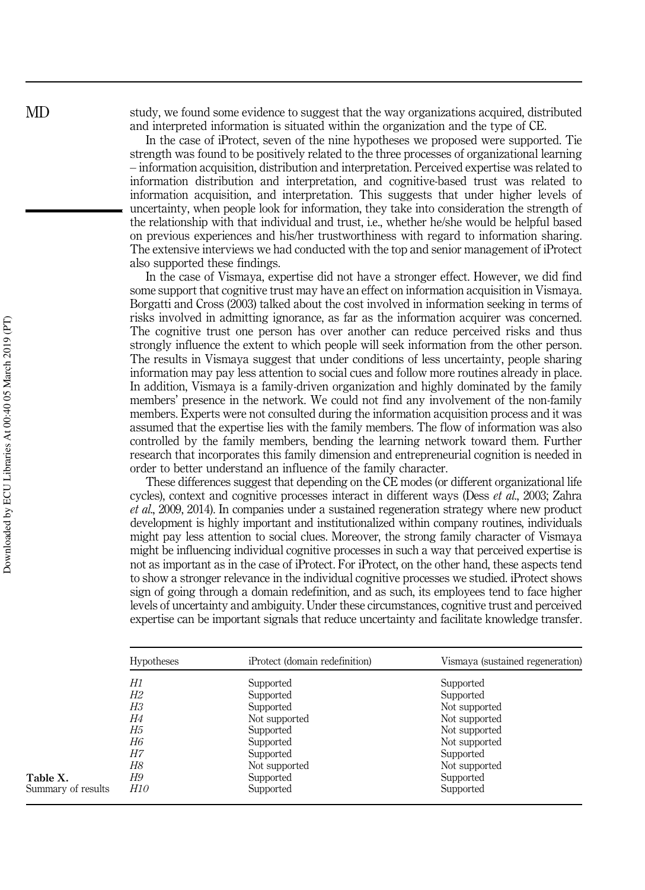study, we found some evidence to suggest that the way organizations acquired, distributed and interpreted information is situated within the organization and the type of CE.

In the case of iProtect, seven of the nine hypotheses we proposed were supported. Tie strength was found to be positively related to the three processes of organizational learning – information acquisition, distribution and interpretation. Perceived expertise was related to information distribution and interpretation, and cognitive-based trust was related to information acquisition, and interpretation. This suggests that under higher levels of uncertainty, when people look for information, they take into consideration the strength of the relationship with that individual and trust, i.e., whether he/she would be helpful based on previous experiences and his/her trustworthiness with regard to information sharing. The extensive interviews we had conducted with the top and senior management of iProtect also supported these findings.

In the case of Vismaya, expertise did not have a stronger effect. However, we did find some support that cognitive trust may have an effect on information acquisition in Vismaya. Borgatti and Cross (2003) talked about the cost involved in information seeking in terms of risks involved in admitting ignorance, as far as the information acquirer was concerned. The cognitive trust one person has over another can reduce perceived risks and thus strongly influence the extent to which people will seek information from the other person. The results in Vismaya suggest that under conditions of less uncertainty, people sharing information may pay less attention to social cues and follow more routines already in place. In addition, Vismaya is a family-driven organization and highly dominated by the family members' presence in the network. We could not find any involvement of the non-family members. Experts were not consulted during the information acquisition process and it was assumed that the expertise lies with the family members. The flow of information was also controlled by the family members, bending the learning network toward them. Further research that incorporates this family dimension and entrepreneurial cognition is needed in order to better understand an influence of the family character.

These differences suggest that depending on the CE modes (or different organizational life cycles), context and cognitive processes interact in different ways (Dess *et al.*, 2003; Zahra *et al.*, 2009, 2014). In companies under a sustained regeneration strategy where new product development is highly important and institutionalized within company routines, individuals might pay less attention to social clues. Moreover, the strong family character of Vismaya might be influencing individual cognitive processes in such a way that perceived expertise is not as important as in the case of iProtect. For iProtect, on the other hand, these aspects tend to show a stronger relevance in the individual cognitive processes we studied. iProtect shows sign of going through a domain redefinition, and as such, its employees tend to face higher levels of uncertainty and ambiguity. Under these circumstances, cognitive trust and perceived expertise can be important signals that reduce uncertainty and facilitate knowledge transfer.

| Hypotheses | iProtect (domain redefinition) | Vismaya (sustained regeneration) |
|---|---|---|
| *H1* | Supported | Supported |
| *H2* | Supported | Supported |
| *H3* | Supported | Not supported |
| *H4* | Not supported | Not supported |
| *H5* | Supported | Not supported |
| *H6* | Supported | Not supported |
| *H7* | Supported | Supported |
| *H8* | Not supported | Not supported |
| *H9* | Supported | Supported |
| *H10* | Supported | Supported |

**Table X.** Summary of results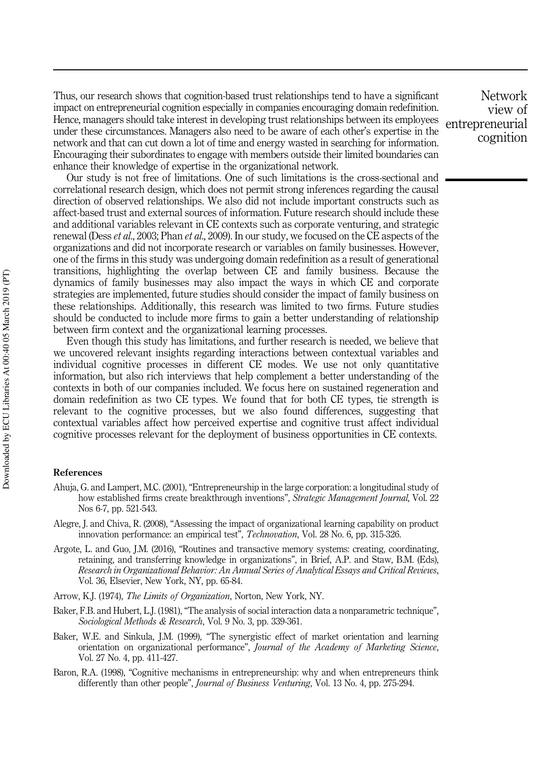Thus, our research shows that cognition-based trust relationships tend to have a significant impact on entrepreneurial cognition especially in companies encouraging domain redefinition. Hence, managers should take interest in developing trust relationships between its employees under these circumstances. Managers also need to be aware of each other's expertise in the network and that can cut down a lot of time and energy wasted in searching for information. Encouraging their subordinates to engage with members outside their limited boundaries can enhance their knowledge of expertise in the organizational network.

Our study is not free of limitations. One of such limitations is the cross-sectional and correlational research design, which does not permit strong inferences regarding the causal direction of observed relationships. We also did not include important constructs such as affect-based trust and external sources of information. Future research should include these and additional variables relevant in CE contexts such as corporate venturing, and strategic renewal (Dess *et al.*, 2003; Phan *et al.*, 2009). In our study, we focused on the CE aspects of the organizations and did not incorporate research or variables on family businesses. However, one of the firms in this study was undergoing domain redefinition as a result of generational transitions, highlighting the overlap between CE and family business. Because the dynamics of family businesses may also impact the ways in which CE and corporate strategies are implemented, future studies should consider the impact of family business on these relationships. Additionally, this research was limited to two firms. Future studies should be conducted to include more firms to gain a better understanding of relationship between firm context and the organizational learning processes.

Even though this study has limitations, and further research is needed, we believe that we uncovered relevant insights regarding interactions between contextual variables and individual cognitive processes in different CE modes. We use not only quantitative information, but also rich interviews that help complement a better understanding of the contexts in both of our companies included. We focus here on sustained regeneration and domain redefinition as two CE types. We found that for both CE types, tie strength is relevant to the cognitive processes, but we also found differences, suggesting that contextual variables affect how perceived expertise and cognitive trust affect individual cognitive processes relevant for the deployment of business opportunities in CE contexts.

## References

Ahuja, G. and Lampert, M.C. (2001), "Entrepreneurship in the large corporation: a longitudinal study of how established firms create breakthrough inventions", *Strategic Management Journal*, Vol. 22 Nos 6-7, pp. 521-543.

Alegre, J. and Chiva, R. (2008), "Assessing the impact of organizational learning capability on product innovation performance: an empirical test", *Technovation*, Vol. 28 No. 6, pp. 315-326.

Argote, L. and Guo, J.M. (2016), "Routines and transactive memory systems: creating, coordinating, retaining, and transferring knowledge in organizations", in Brief, A.P. and Staw, B.M. (Eds), *Research in Organizational Behavior: An Annual Series of Analytical Essays and Critical Reviews*, Vol. 36, Elsevier, New York, NY, pp. 65-84.

Arrow, K.J. (1974), *The Limits of Organization*, Norton, New York, NY.

Baker, F.B. and Hubert, L.J. (1981), "The analysis of social interaction data a nonparametric technique", *Sociological Methods & Research*, Vol. 9 No. 3, pp. 339-361.

Baker, W.E. and Sinkula, J.M. (1999), "The synergistic effect of market orientation and learning orientation on organizational performance", *Journal of the Academy of Marketing Science*, Vol. 27 No. 4, pp. 411-427.

Baron, R.A. (1998), "Cognitive mechanisms in entrepreneurship: why and when entrepreneurs think differently than other people", *Journal of Business Venturing*, Vol. 13 No. 4, pp. 275-294.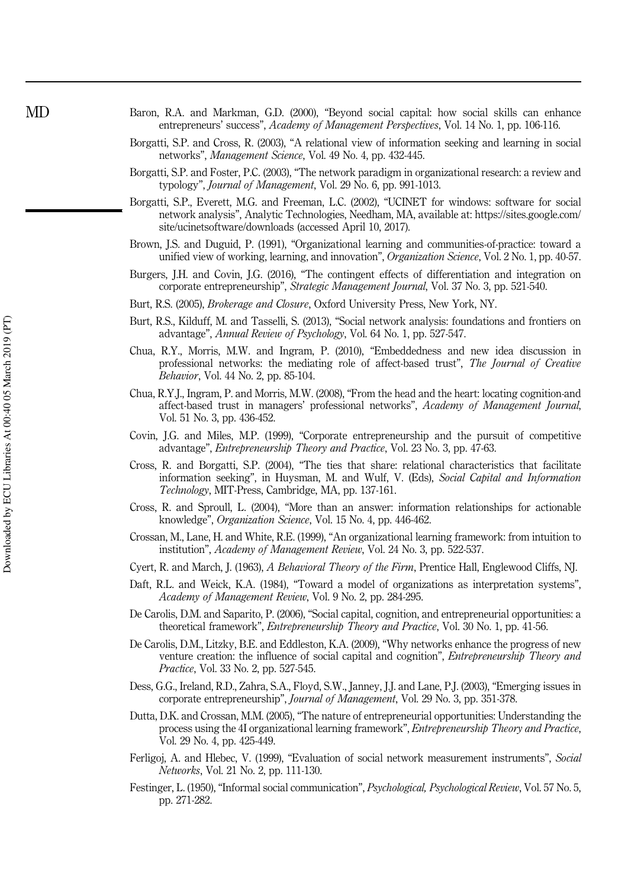Baron, R.A. and Markman, G.D. (2000), "Beyond social capital: how social skills can enhance entrepreneurs' success", *Academy of Management Perspectives*, Vol. 14 No. 1, pp. 106-116.

Borgatti, S.P. and Cross, R. (2003), "A relational view of information seeking and learning in social networks", *Management Science*, Vol. 49 No. 4, pp. 432-445.

Borgatti, S.P. and Foster, P.C. (2003), "The network paradigm in organizational research: a review and typology", *Journal of Management*, Vol. 29 No. 6, pp. 991-1013.

Borgatti, S.P., Everett, M.G. and Freeman, L.C. (2002), "UCINET for windows: software for social network analysis", Analytic Technologies, Needham, MA, available at: https://sites.google.com/site/ucinetsoftware/downloads (accessed April 10, 2017).

Brown, J.S. and Duguid, P. (1991), "Organizational learning and communities-of-practice: toward a unified view of working, learning, and innovation", *Organization Science*, Vol. 2 No. 1, pp. 40-57.

Burgers, J.H. and Covin, J.G. (2016), "The contingent effects of differentiation and integration on corporate entrepreneurship", *Strategic Management Journal*, Vol. 37 No. 3, pp. 521-540.

Burt, R.S. (2005), *Brokerage and Closure*, Oxford University Press, New York, NY.

Burt, R.S., Kilduff, M. and Tasselli, S. (2013), "Social network analysis: foundations and frontiers on advantage", *Annual Review of Psychology*, Vol. 64 No. 1, pp. 527-547.

Chua, R.Y., Morris, M.W. and Ingram, P. (2010), "Embeddedness and new idea discussion in professional networks: the mediating role of affect-based trust", *The Journal of Creative Behavior*, Vol. 44 No. 2, pp. 85-104.

Chua, R.Y.J., Ingram, P. and Morris, M.W. (2008), "From the head and the heart: locating cognition-and affect-based trust in managers' professional networks", *Academy of Management Journal*, Vol. 51 No. 3, pp. 436-452.

Covin, J.G. and Miles, M.P. (1999), "Corporate entrepreneurship and the pursuit of competitive advantage", *Entrepreneurship Theory and Practice*, Vol. 23 No. 3, pp. 47-63.

Cross, R. and Borgatti, S.P. (2004), "The ties that share: relational characteristics that facilitate information seeking", in Huysman, M. and Wulf, V. (Eds), *Social Capital and Information Technology*, MIT-Press, Cambridge, MA, pp. 137-161.

Cross, R. and Sproull, L. (2004), "More than an answer: information relationships for actionable knowledge", *Organization Science*, Vol. 15 No. 4, pp. 446-462.

Crossan, M., Lane, H. and White, R.E. (1999), "An organizational learning framework: from intuition to institution", *Academy of Management Review*, Vol. 24 No. 3, pp. 522-537.

Cyert, R. and March, J. (1963), *A Behavioral Theory of the Firm*, Prentice Hall, Englewood Cliffs, NJ.

Daft, R.L. and Weick, K.A. (1984), "Toward a model of organizations as interpretation systems", *Academy of Management Review*, Vol. 9 No. 2, pp. 284-295.

De Carolis, D.M. and Saparito, P. (2006), "Social capital, cognition, and entrepreneurial opportunities: a theoretical framework", *Entrepreneurship Theory and Practice*, Vol. 30 No. 1, pp. 41-56.

De Carolis, D.M., Litzky, B.E. and Eddleston, K.A. (2009), "Why networks enhance the progress of new venture creation: the influence of social capital and cognition", *Entrepreneurship Theory and Practice*, Vol. 33 No. 2, pp. 527-545.

Dess, G.G., Ireland, R.D., Zahra, S.A., Floyd, S.W., Janney, J.J. and Lane, P.J. (2003), "Emerging issues in corporate entrepreneurship", *Journal of Management*, Vol. 29 No. 3, pp. 351-378.

Dutta, D.K. and Crossan, M.M. (2005), "The nature of entrepreneurial opportunities: Understanding the process using the 4I organizational learning framework", *Entrepreneurship Theory and Practice*, Vol. 29 No. 4, pp. 425-449.

Ferligoj, A. and Hlebec, V. (1999), "Evaluation of social network measurement instruments", *Social Networks*, Vol. 21 No. 2, pp. 111-130.

Festinger, L. (1950), "Informal social communication", *Psychological, Psychological Review*, Vol. 57 No. 5, pp. 271-282.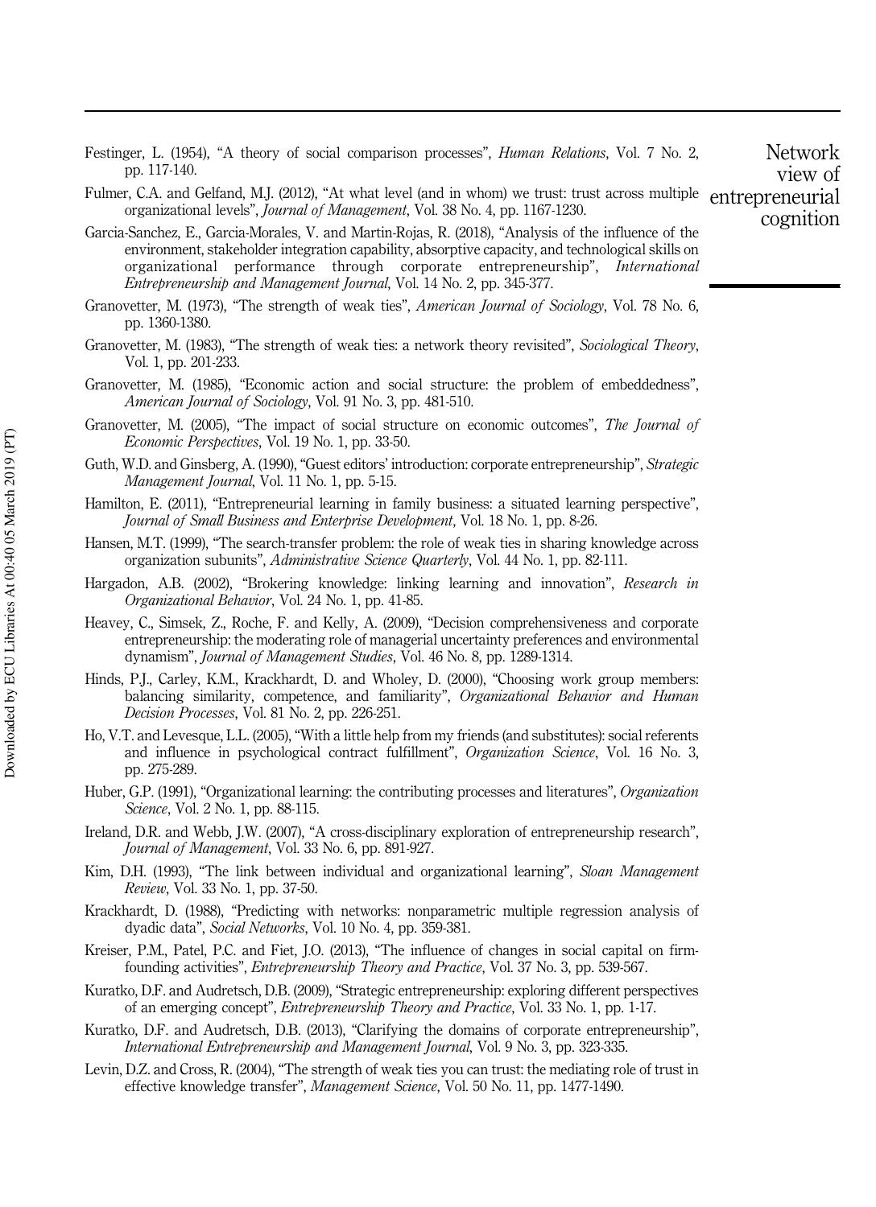Festinger, L. (1954), "A theory of social comparison processes", *Human Relations*, Vol. 7 No. 2, pp. 117-140.

Fulmer, C.A. and Gelfand, M.J. (2012), "At what level (and in whom) we trust: trust across multiple organizational levels", *Journal of Management*, Vol. 38 No. 4, pp. 1167-1230.

Garcia-Sanchez, E., Garcia-Morales, V. and Martin-Rojas, R. (2018), "Analysis of the influence of the environment, stakeholder integration capability, absorptive capacity, and technological skills on organizational performance through corporate entrepreneurship", *International Entrepreneurship and Management Journal*, Vol. 14 No. 2, pp. 345-377.

Granovetter, M. (1973), "The strength of weak ties", *American Journal of Sociology*, Vol. 78 No. 6, pp. 1360-1380.

Granovetter, M. (1983), "The strength of weak ties: a network theory revisited", *Sociological Theory*, Vol. 1, pp. 201-233.

Granovetter, M. (1985), "Economic action and social structure: the problem of embeddedness", *American Journal of Sociology*, Vol. 91 No. 3, pp. 481-510.

Granovetter, M. (2005), "The impact of social structure on economic outcomes", *The Journal of Economic Perspectives*, Vol. 19 No. 1, pp. 33-50.

Guth, W.D. and Ginsberg, A. (1990), "Guest editors' introduction: corporate entrepreneurship", *Strategic Management Journal*, Vol. 11 No. 1, pp. 5-15.

Hamilton, E. (2011), "Entrepreneurial learning in family business: a situated learning perspective", *Journal of Small Business and Enterprise Development*, Vol. 18 No. 1, pp. 8-26.

Hansen, M.T. (1999), "The search-transfer problem: the role of weak ties in sharing knowledge across organization subunits", *Administrative Science Quarterly*, Vol. 44 No. 1, pp. 82-111.

Hargadon, A.B. (2002), "Brokering knowledge: linking learning and innovation", *Research in Organizational Behavior*, Vol. 24 No. 1, pp. 41-85.

Heavey, C., Simsek, Z., Roche, F. and Kelly, A. (2009), "Decision comprehensiveness and corporate entrepreneurship: the moderating role of managerial uncertainty preferences and environmental dynamism", *Journal of Management Studies*, Vol. 46 No. 8, pp. 1289-1314.

Hinds, P.J., Carley, K.M., Krackhardt, D. and Wholey, D. (2000), "Choosing work group members: balancing similarity, competence, and familiarity", *Organizational Behavior and Human Decision Processes*, Vol. 81 No. 2, pp. 226-251.

Ho, V.T. and Levesque, L.L. (2005), "With a little help from my friends (and substitutes): social referents and influence in psychological contract fulfillment", *Organization Science*, Vol. 16 No. 3, pp. 275-289.

Huber, G.P. (1991), "Organizational learning: the contributing processes and literatures", *Organization Science*, Vol. 2 No. 1, pp. 88-115.

Ireland, D.R. and Webb, J.W. (2007), "A cross-disciplinary exploration of entrepreneurship research", *Journal of Management*, Vol. 33 No. 6, pp. 891-927.

Kim, D.H. (1993), "The link between individual and organizational learning", *Sloan Management Review*, Vol. 33 No. 1, pp. 37-50.

Krackhardt, D. (1988), "Predicting with networks: nonparametric multiple regression analysis of dyadic data", *Social Networks*, Vol. 10 No. 4, pp. 359-381.

Kreiser, P.M., Patel, P.C. and Fiet, J.O. (2013), "The influence of changes in social capital on firm-founding activities", *Entrepreneurship Theory and Practice*, Vol. 37 No. 3, pp. 539-567.

Kuratko, D.F. and Audretsch, D.B. (2009), "Strategic entrepreneurship: exploring different perspectives of an emerging concept", *Entrepreneurship Theory and Practice*, Vol. 33 No. 1, pp. 1-17.

Kuratko, D.F. and Audretsch, D.B. (2013), "Clarifying the domains of corporate entrepreneurship", *International Entrepreneurship and Management Journal*, Vol. 9 No. 3, pp. 323-335.

Levin, D.Z. and Cross, R. (2004), "The strength of weak ties you can trust: the mediating role of trust in effective knowledge transfer", *Management Science*, Vol. 50 No. 11, pp. 1477-1490.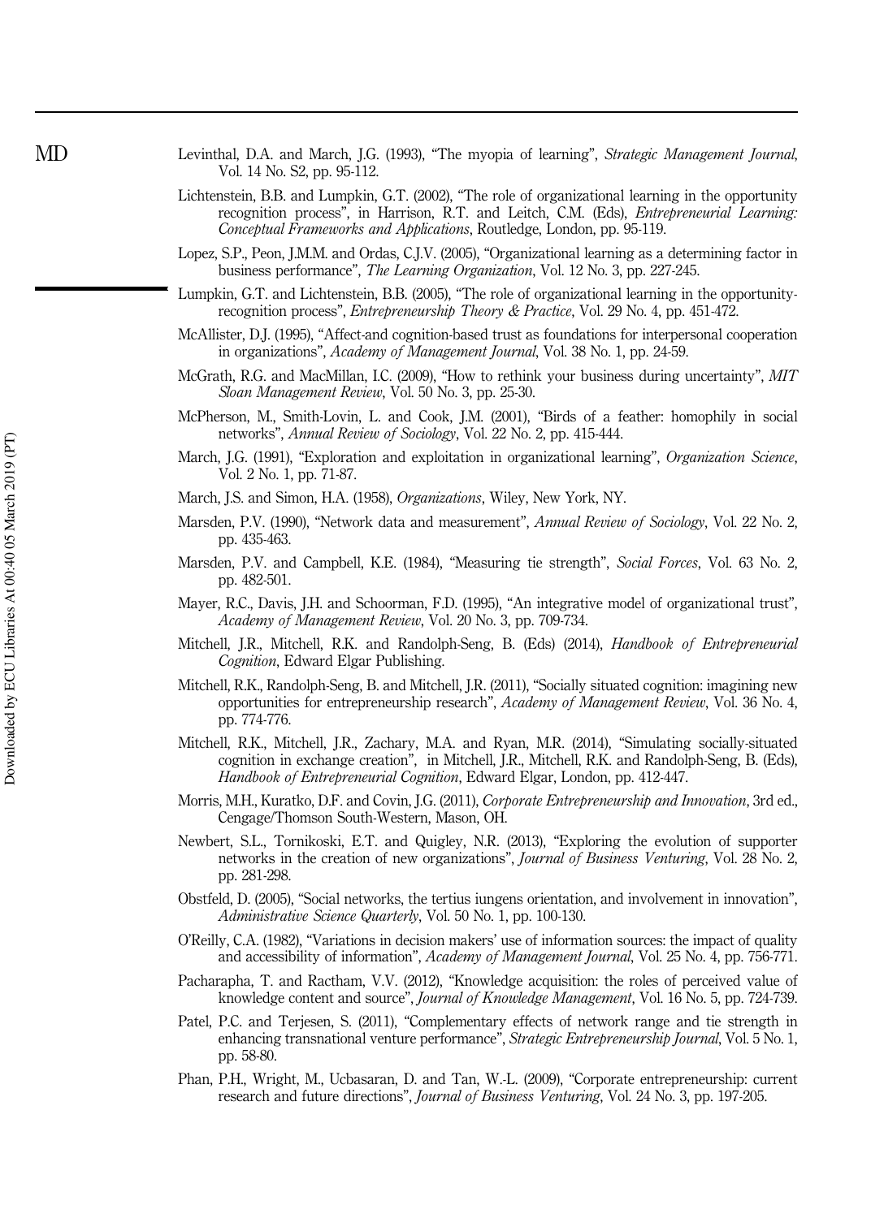Levinthal, D.A. and March, J.G. (1993), "The myopia of learning", *Strategic Management Journal*, Vol. 14 No. S2, pp. 95-112.

Lichtenstein, B.B. and Lumpkin, G.T. (2002), "The role of organizational learning in the opportunity recognition process", in Harrison, R.T. and Leitch, C.M. (Eds), *Entrepreneurial Learning: Conceptual Frameworks and Applications*, Routledge, London, pp. 95-119.

Lopez, S.P., Peon, J.M.M. and Ordas, C.J.V. (2005), "Organizational learning as a determining factor in business performance", *The Learning Organization*, Vol. 12 No. 3, pp. 227-245.

Lumpkin, G.T. and Lichtenstein, B.B. (2005), "The role of organizational learning in the opportunity-recognition process", *Entrepreneurship Theory & Practice*, Vol. 29 No. 4, pp. 451-472.

McAllister, D.J. (1995), "Affect-and cognition-based trust as foundations for interpersonal cooperation in organizations", *Academy of Management Journal*, Vol. 38 No. 1, pp. 24-59.

McGrath, R.G. and MacMillan, I.C. (2009), "How to rethink your business during uncertainty", *MIT Sloan Management Review*, Vol. 50 No. 3, pp. 25-30.

McPherson, M., Smith-Lovin, L. and Cook, J.M. (2001), "Birds of a feather: homophily in social networks", *Annual Review of Sociology*, Vol. 22 No. 2, pp. 415-444.

March, J.G. (1991), "Exploration and exploitation in organizational learning", *Organization Science*, Vol. 2 No. 1, pp. 71-87.

March, J.S. and Simon, H.A. (1958), *Organizations*, Wiley, New York, NY.

Marsden, P.V. (1990), "Network data and measurement", *Annual Review of Sociology*, Vol. 22 No. 2, pp. 435-463.

Marsden, P.V. and Campbell, K.E. (1984), "Measuring tie strength", *Social Forces*, Vol. 63 No. 2, pp. 482-501.

Mayer, R.C., Davis, J.H. and Schoorman, F.D. (1995), "An integrative model of organizational trust", *Academy of Management Review*, Vol. 20 No. 3, pp. 709-734.

Mitchell, J.R., Mitchell, R.K. and Randolph-Seng, B. (Eds) (2014), *Handbook of Entrepreneurial Cognition*, Edward Elgar Publishing.

Mitchell, R.K., Randolph-Seng, B. and Mitchell, J.R. (2011), "Socially situated cognition: imagining new opportunities for entrepreneurship research", *Academy of Management Review*, Vol. 36 No. 4, pp. 774-776.

Mitchell, R.K., Mitchell, J.R., Zachary, M.A. and Ryan, M.R. (2014), "Simulating socially-situated cognition in exchange creation", in Mitchell, J.R., Mitchell, R.K. and Randolph-Seng, B. (Eds), *Handbook of Entrepreneurial Cognition*, Edward Elgar, London, pp. 412-447.

Morris, M.H., Kuratko, D.F. and Covin, J.G. (2011), *Corporate Entrepreneurship and Innovation*, 3rd ed., Cengage/Thomson South-Western, Mason, OH.

Newbert, S.L., Tornikoski, E.T. and Quigley, N.R. (2013), "Exploring the evolution of supporter networks in the creation of new organizations", *Journal of Business Venturing*, Vol. 28 No. 2, pp. 281-298.

Obstfeld, D. (2005), "Social networks, the tertius iungens orientation, and involvement in innovation", *Administrative Science Quarterly*, Vol. 50 No. 1, pp. 100-130.

O'Reilly, C.A. (1982), "Variations in decision makers' use of information sources: the impact of quality and accessibility of information", *Academy of Management Journal*, Vol. 25 No. 4, pp. 756-771.

Pacharapha, T. and Ractham, V.V. (2012), "Knowledge acquisition: the roles of perceived value of knowledge content and source", *Journal of Knowledge Management*, Vol. 16 No. 5, pp. 724-739.

Patel, P.C. and Terjesen, S. (2011), "Complementary effects of network range and tie strength in enhancing transnational venture performance", *Strategic Entrepreneurship Journal*, Vol. 5 No. 1, pp. 58-80.

Phan, P.H., Wright, M., Ucbasaran, D. and Tan, W.-L. (2009), "Corporate entrepreneurship: current research and future directions", *Journal of Business Venturing*, Vol. 24 No. 3, pp. 197-205.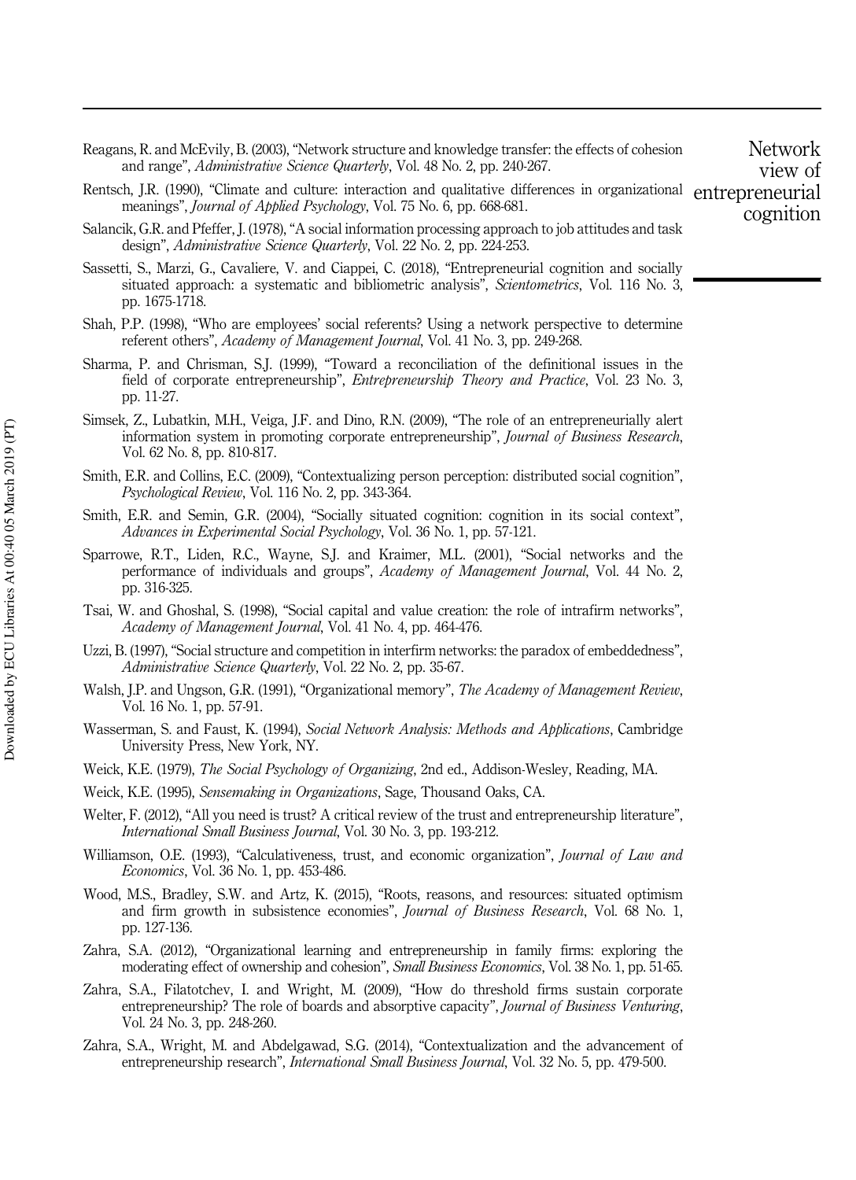Reagans, R. and McEvily, B. (2003), "Network structure and knowledge transfer: the effects of cohesion and range", *Administrative Science Quarterly*, Vol. 48 No. 2, pp. 240-267.

Rentsch, J.R. (1990), "Climate and culture: interaction and qualitative differences in organizational meanings", *Journal of Applied Psychology*, Vol. 75 No. 6, pp. 668-681.

Salancik, G.R. and Pfeffer, J. (1978), "A social information processing approach to job attitudes and task design", *Administrative Science Quarterly*, Vol. 22 No. 2, pp. 224-253.

Sassetti, S., Marzi, G., Cavaliere, V. and Ciappei, C. (2018), "Entrepreneurial cognition and socially situated approach: a systematic and bibliometric analysis", *Scientometrics*, Vol. 116 No. 3, pp. 1675-1718.

Shah, P.P. (1998), "Who are employees' social referents? Using a network perspective to determine referent others", *Academy of Management Journal*, Vol. 41 No. 3, pp. 249-268.

Sharma, P. and Chrisman, S.J. (1999), "Toward a reconciliation of the definitional issues in the field of corporate entrepreneurship", *Entrepreneurship Theory and Practice*, Vol. 23 No. 3, pp. 11-27.

Simsek, Z., Lubatkin, M.H., Veiga, J.F. and Dino, R.N. (2009), "The role of an entrepreneurially alert information system in promoting corporate entrepreneurship", *Journal of Business Research*, Vol. 62 No. 8, pp. 810-817.

Smith, E.R. and Collins, E.C. (2009), "Contextualizing person perception: distributed social cognition", *Psychological Review*, Vol. 116 No. 2, pp. 343-364.

Smith, E.R. and Semin, G.R. (2004), "Socially situated cognition: cognition in its social context", *Advances in Experimental Social Psychology*, Vol. 36 No. 1, pp. 57-121.

Sparrowe, R.T., Liden, R.C., Wayne, S.J. and Kraimer, M.L. (2001), "Social networks and the performance of individuals and groups", *Academy of Management Journal*, Vol. 44 No. 2, pp. 316-325.

Tsai, W. and Ghoshal, S. (1998), "Social capital and value creation: the role of intrafirm networks", *Academy of Management Journal*, Vol. 41 No. 4, pp. 464-476.

Uzzi, B. (1997), "Social structure and competition in interfirm networks: the paradox of embeddedness", *Administrative Science Quarterly*, Vol. 22 No. 2, pp. 35-67.

Walsh, J.P. and Ungson, G.R. (1991), "Organizational memory", *The Academy of Management Review*, Vol. 16 No. 1, pp. 57-91.

Wasserman, S. and Faust, K. (1994), *Social Network Analysis: Methods and Applications*, Cambridge University Press, New York, NY.

Weick, K.E. (1979), *The Social Psychology of Organizing*, 2nd ed., Addison-Wesley, Reading, MA.

Weick, K.E. (1995), *Sensemaking in Organizations*, Sage, Thousand Oaks, CA.

Welter, F. (2012), "All you need is trust? A critical review of the trust and entrepreneurship literature", *International Small Business Journal*, Vol. 30 No. 3, pp. 193-212.

Williamson, O.E. (1993), "Calculativeness, trust, and economic organization", *Journal of Law and Economics*, Vol. 36 No. 1, pp. 453-486.

Wood, M.S., Bradley, S.W. and Artz, K. (2015), "Roots, reasons, and resources: situated optimism and firm growth in subsistence economies", *Journal of Business Research*, Vol. 68 No. 1, pp. 127-136.

Zahra, S.A. (2012), "Organizational learning and entrepreneurship in family firms: exploring the moderating effect of ownership and cohesion", *Small Business Economics*, Vol. 38 No. 1, pp. 51-65.

Zahra, S.A., Filatotchev, I. and Wright, M. (2009), "How do threshold firms sustain corporate entrepreneurship? The role of boards and absorptive capacity", *Journal of Business Venturing*, Vol. 24 No. 3, pp. 248-260.

Zahra, S.A., Wright, M. and Abdelgawad, S.G. (2014), "Contextualization and the advancement of entrepreneurship research", *International Small Business Journal*, Vol. 32 No. 5, pp. 479-500.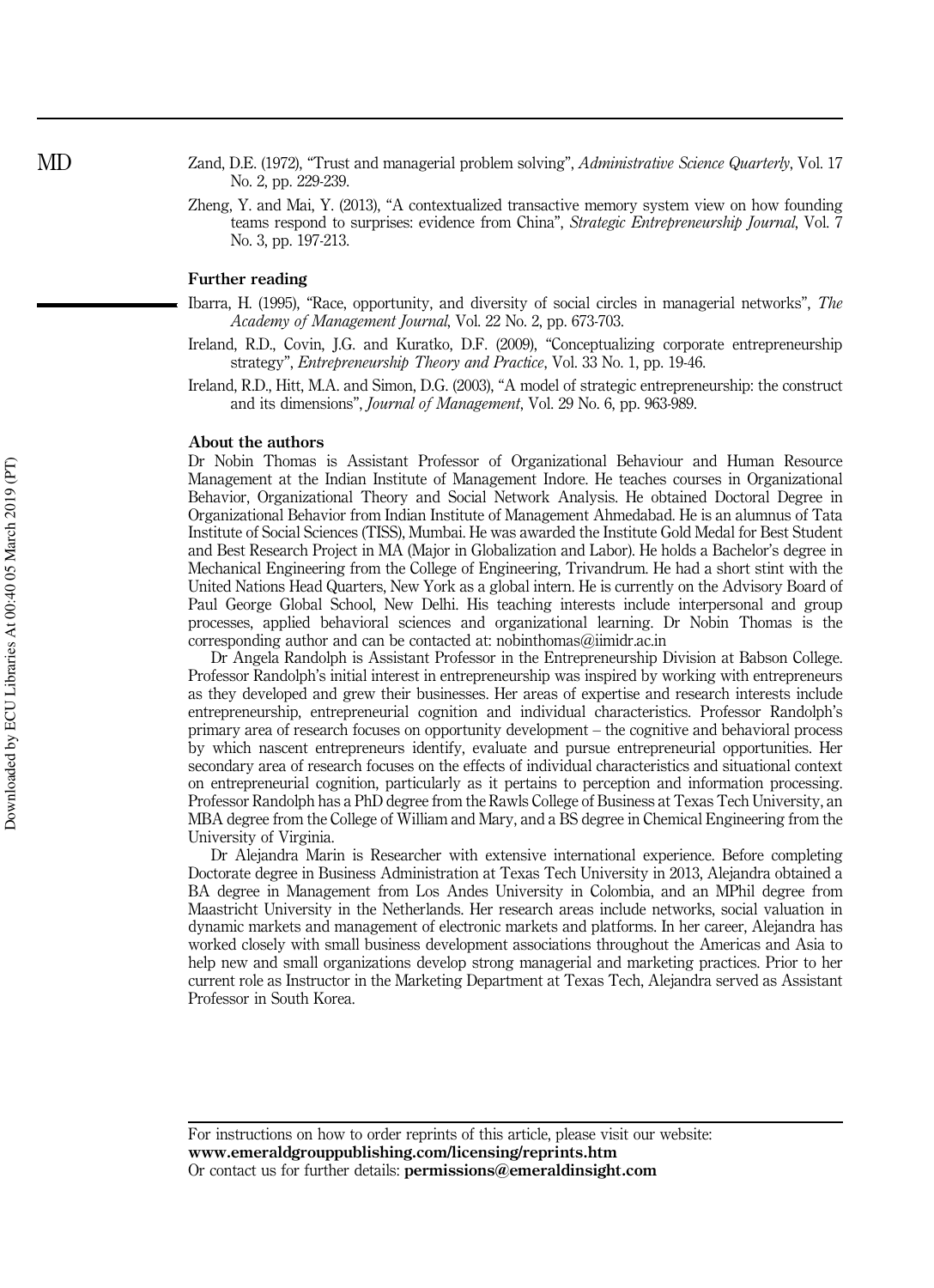Zand, D.E. (1972), "Trust and managerial problem solving", *Administrative Science Quarterly*, Vol. 17 No. 2, pp. 229-239.

Zheng, Y. and Mai, Y. (2013), "A contextualized transactive memory system view on how founding teams respond to surprises: evidence from China", *Strategic Entrepreneurship Journal*, Vol. 7 No. 3, pp. 197-213.

### Further reading

Ibarra, H. (1995), "Race, opportunity, and diversity of social circles in managerial networks", *The Academy of Management Journal*, Vol. 22 No. 2, pp. 673-703.

Ireland, R.D., Covin, J.G. and Kuratko, D.F. (2009), "Conceptualizing corporate entrepreneurship strategy", *Entrepreneurship Theory and Practice*, Vol. 33 No. 1, pp. 19-46.

Ireland, R.D., Hitt, M.A. and Simon, D.G. (2003), "A model of strategic entrepreneurship: the construct and its dimensions", *Journal of Management*, Vol. 29 No. 6, pp. 963-989.

### About the authors

Dr Nobin Thomas is Assistant Professor of Organizational Behaviour and Human Resource Management at the Indian Institute of Management Indore. He teaches courses in Organizational Behavior, Organizational Theory and Social Network Analysis. He obtained Doctoral Degree in Organizational Behavior from Indian Institute of Management Ahmedabad. He is an alumnus of Tata Institute of Social Sciences (TISS), Mumbai. He was awarded the Institute Gold Medal for Best Student and Best Research Project in MA (Major in Globalization and Labor). He holds a Bachelor's degree in Mechanical Engineering from the College of Engineering, Trivandrum. He had a short stint with the United Nations Head Quarters, New York as a global intern. He is currently on the Advisory Board of Paul George Global School, New Delhi. His teaching interests include interpersonal and group processes, applied behavioral sciences and organizational learning. Dr Nobin Thomas is the corresponding author and can be contacted at: nobinthomas@iimidr.ac.in

Dr Angela Randolph is Assistant Professor in the Entrepreneurship Division at Babson College. Professor Randolph's initial interest in entrepreneurship was inspired by working with entrepreneurs as they developed and grew their businesses. Her areas of expertise and research interests include entrepreneurship, entrepreneurial cognition and individual characteristics. Professor Randolph's primary area of research focuses on opportunity development – the cognitive and behavioral process by which nascent entrepreneurs identify, evaluate and pursue entrepreneurial opportunities. Her secondary area of research focuses on the effects of individual characteristics and situational context on entrepreneurial cognition, particularly as it pertains to perception and information processing. Professor Randolph has a PhD degree from the Rawls College of Business at Texas Tech University, an MBA degree from the College of William and Mary, and a BS degree in Chemical Engineering from the University of Virginia.

Dr Alejandra Marin is Researcher with extensive international experience. Before completing Doctorate degree in Business Administration at Texas Tech University in 2013, Alejandra obtained a BA degree in Management from Los Andes University in Colombia, and an MPhil degree from Maastricht University in the Netherlands. Her research areas include networks, social valuation in dynamic markets and management of electronic markets and platforms. In her career, Alejandra has worked closely with small business development associations throughout the Americas and Asia to help new and small organizations develop strong managerial and marketing practices. Prior to her current role as Instructor in the Marketing Department at Texas Tech, Alejandra served as Assistant Professor in South Korea.

For instructions on how to order reprints of this article, please visit our website:
**www.emeraldgrouppublishing.com/licensing/reprints.htm**
Or contact us for further details: **permissions@emeraldinsight.com**